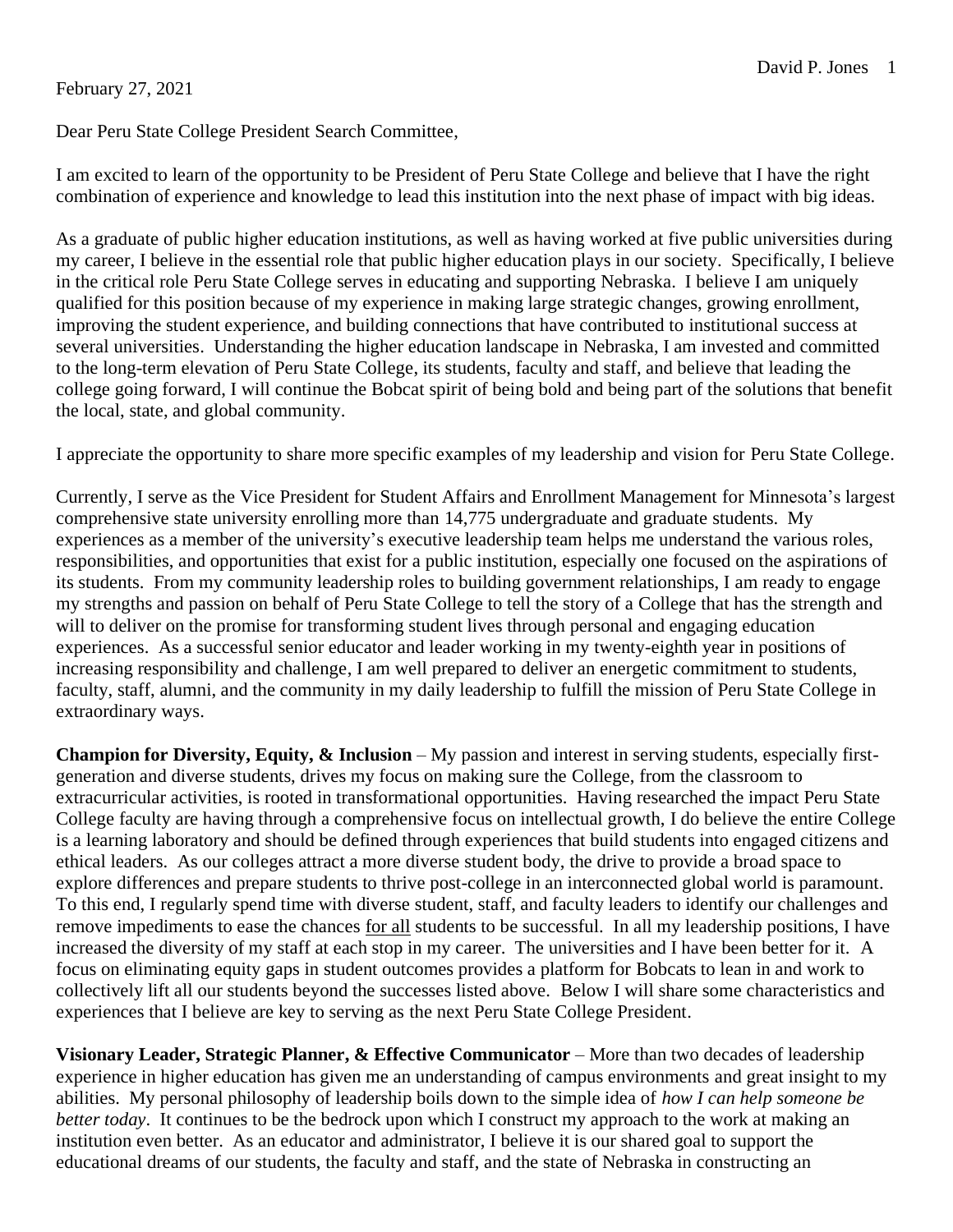February 27, 2021

Dear Peru State College President Search Committee,

I am excited to learn of the opportunity to be President of Peru State College and believe that I have the right combination of experience and knowledge to lead this institution into the next phase of impact with big ideas.

As a graduate of public higher education institutions, as well as having worked at five public universities during my career, I believe in the essential role that public higher education plays in our society. Specifically, I believe in the critical role Peru State College serves in educating and supporting Nebraska. I believe I am uniquely qualified for this position because of my experience in making large strategic changes, growing enrollment, improving the student experience, and building connections that have contributed to institutional success at several universities. Understanding the higher education landscape in Nebraska, I am invested and committed to the long-term elevation of Peru State College, its students, faculty and staff, and believe that leading the college going forward, I will continue the Bobcat spirit of being bold and being part of the solutions that benefit the local, state, and global community.

I appreciate the opportunity to share more specific examples of my leadership and vision for Peru State College.

Currently, I serve as the Vice President for Student Affairs and Enrollment Management for Minnesota's largest comprehensive state university enrolling more than 14,775 undergraduate and graduate students. My experiences as a member of the university's executive leadership team helps me understand the various roles, responsibilities, and opportunities that exist for a public institution, especially one focused on the aspirations of its students. From my community leadership roles to building government relationships, I am ready to engage my strengths and passion on behalf of Peru State College to tell the story of a College that has the strength and will to deliver on the promise for transforming student lives through personal and engaging education experiences. As a successful senior educator and leader working in my twenty-eighth year in positions of increasing responsibility and challenge, I am well prepared to deliver an energetic commitment to students, faculty, staff, alumni, and the community in my daily leadership to fulfill the mission of Peru State College in extraordinary ways.

**Champion for Diversity, Equity, & Inclusion** – My passion and interest in serving students, especially first-generation and diverse students, drives my focus on making sure the College, from the classroom to extracurricular activities, is rooted in transformational opportunities. Having researched the impact Peru State College faculty are having through a comprehensive focus on intellectual growth, I do believe the entire College is a learning laboratory and should be defined through experiences that build students into engaged citizens and ethical leaders. As our colleges attract a more diverse student body, the drive to provide a broad space to explore differences and prepare students to thrive post-college in an interconnected global world is paramount. To this end, I regularly spend time with diverse student, staff, and faculty leaders to identify our challenges and remove impediments to ease the chances <u>for all</u> students to be successful. In all my leadership positions, I have increased the diversity of my staff at each stop in my career. The universities and I have been better for it. A focus on eliminating equity gaps in student outcomes provides a platform for Bobcats to lean in and work to collectively lift all our students beyond the successes listed above. Below I will share some characteristics and experiences that I believe are key to serving as the next Peru State College President.

**Visionary Leader, Strategic Planner, & Effective Communicator** – More than two decades of leadership experience in higher education has given me an understanding of campus environments and great insight to my abilities. My personal philosophy of leadership boils down to the simple idea of *how I can help someone be better today*. It continues to be the bedrock upon which I construct my approach to the work at making an institution even better. As an educator and administrator, I believe it is our shared goal to support the educational dreams of our students, the faculty and staff, and the state of Nebraska in constructing an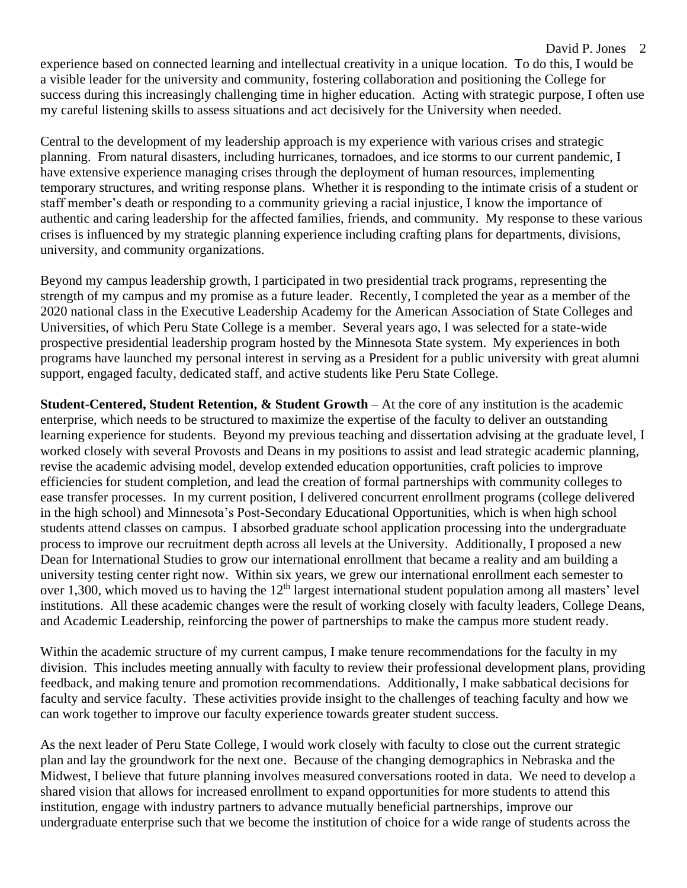experience based on connected learning and intellectual creativity in a unique location. To do this, I would be a visible leader for the university and community, fostering collaboration and positioning the College for success during this increasingly challenging time in higher education. Acting with strategic purpose, I often use my careful listening skills to assess situations and act decisively for the University when needed.

Central to the development of my leadership approach is my experience with various crises and strategic planning. From natural disasters, including hurricanes, tornadoes, and ice storms to our current pandemic, I have extensive experience managing crises through the deployment of human resources, implementing temporary structures, and writing response plans. Whether it is responding to the intimate crisis of a student or staff member's death or responding to a community grieving a racial injustice, I know the importance of authentic and caring leadership for the affected families, friends, and community. My response to these various crises is influenced by my strategic planning experience including crafting plans for departments, divisions, university, and community organizations.

Beyond my campus leadership growth, I participated in two presidential track programs, representing the strength of my campus and my promise as a future leader. Recently, I completed the year as a member of the 2020 national class in the Executive Leadership Academy for the American Association of State Colleges and Universities, of which Peru State College is a member. Several years ago, I was selected for a state-wide prospective presidential leadership program hosted by the Minnesota State system. My experiences in both programs have launched my personal interest in serving as a President for a public university with great alumni support, engaged faculty, dedicated staff, and active students like Peru State College.

**Student-Centered, Student Retention, & Student Growth** – At the core of any institution is the academic enterprise, which needs to be structured to maximize the expertise of the faculty to deliver an outstanding learning experience for students. Beyond my previous teaching and dissertation advising at the graduate level, I worked closely with several Provosts and Deans in my positions to assist and lead strategic academic planning, revise the academic advising model, develop extended education opportunities, craft policies to improve efficiencies for student completion, and lead the creation of formal partnerships with community colleges to ease transfer processes. In my current position, I delivered concurrent enrollment programs (college delivered in the high school) and Minnesota's Post-Secondary Educational Opportunities, which is when high school students attend classes on campus. I absorbed graduate school application processing into the undergraduate process to improve our recruitment depth across all levels at the University. Additionally, I proposed a new Dean for International Studies to grow our international enrollment that became a reality and am building a university testing center right now. Within six years, we grew our international enrollment each semester to over 1,300, which moved us to having the 12th largest international student population among all masters' level institutions. All these academic changes were the result of working closely with faculty leaders, College Deans, and Academic Leadership, reinforcing the power of partnerships to make the campus more student ready.

Within the academic structure of my current campus, I make tenure recommendations for the faculty in my division. This includes meeting annually with faculty to review their professional development plans, providing feedback, and making tenure and promotion recommendations. Additionally, I make sabbatical decisions for faculty and service faculty. These activities provide insight to the challenges of teaching faculty and how we can work together to improve our faculty experience towards greater student success.

As the next leader of Peru State College, I would work closely with faculty to close out the current strategic plan and lay the groundwork for the next one. Because of the changing demographics in Nebraska and the Midwest, I believe that future planning involves measured conversations rooted in data. We need to develop a shared vision that allows for increased enrollment to expand opportunities for more students to attend this institution, engage with industry partners to advance mutually beneficial partnerships, improve our undergraduate enterprise such that we become the institution of choice for a wide range of students across the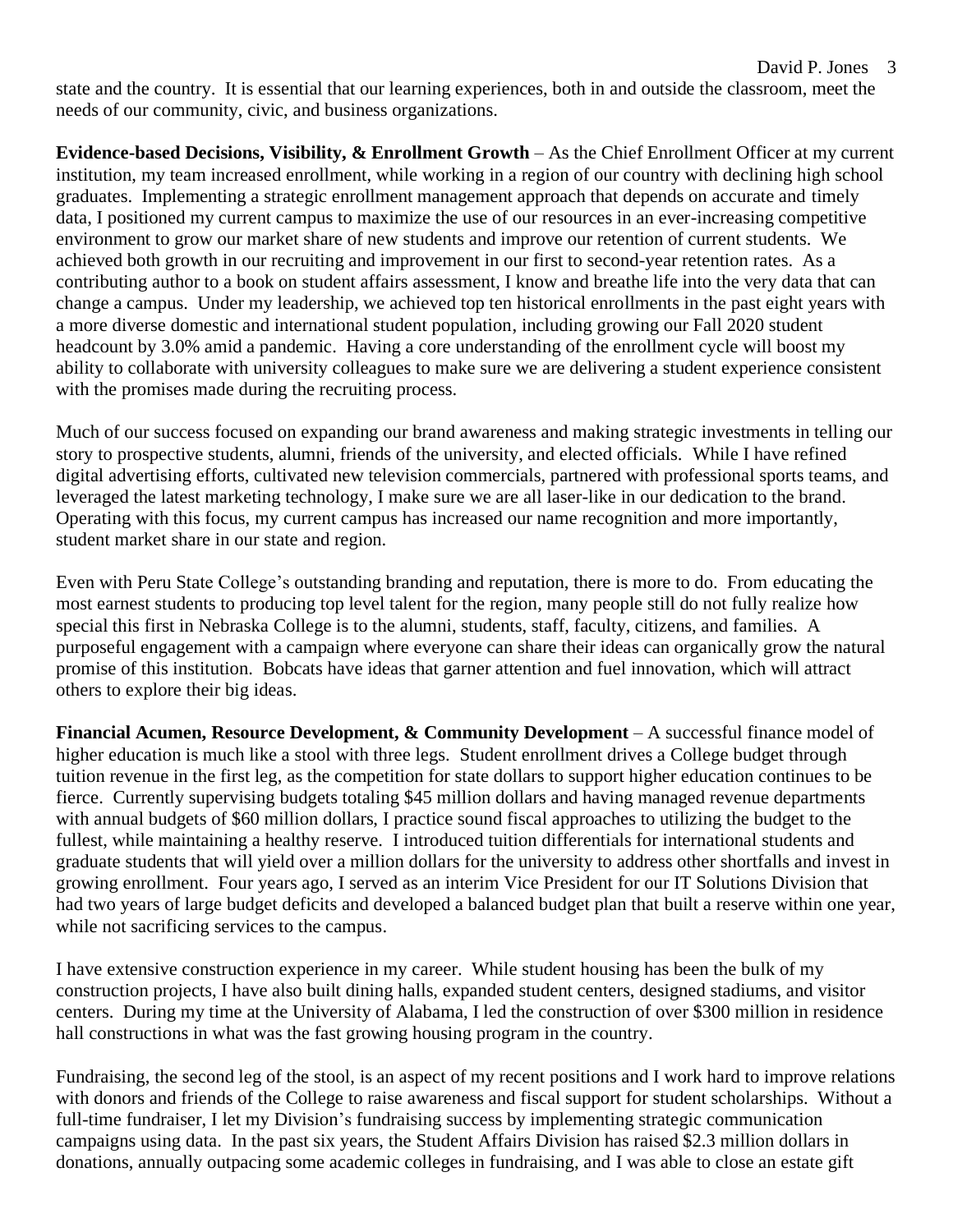state and the country. It is essential that our learning experiences, both in and outside the classroom, meet the needs of our community, civic, and business organizations.

**Evidence-based Decisions, Visibility, & Enrollment Growth** – As the Chief Enrollment Officer at my current institution, my team increased enrollment, while working in a region of our country with declining high school graduates. Implementing a strategic enrollment management approach that depends on accurate and timely data, I positioned my current campus to maximize the use of our resources in an ever-increasing competitive environment to grow our market share of new students and improve our retention of current students. We achieved both growth in our recruiting and improvement in our first to second-year retention rates. As a contributing author to a book on student affairs assessment, I know and breathe life into the very data that can change a campus. Under my leadership, we achieved top ten historical enrollments in the past eight years with a more diverse domestic and international student population, including growing our Fall 2020 student headcount by 3.0% amid a pandemic. Having a core understanding of the enrollment cycle will boost my ability to collaborate with university colleagues to make sure we are delivering a student experience consistent with the promises made during the recruiting process.

Much of our success focused on expanding our brand awareness and making strategic investments in telling our story to prospective students, alumni, friends of the university, and elected officials. While I have refined digital advertising efforts, cultivated new television commercials, partnered with professional sports teams, and leveraged the latest marketing technology, I make sure we are all laser-like in our dedication to the brand. Operating with this focus, my current campus has increased our name recognition and more importantly, student market share in our state and region.

Even with Peru State College's outstanding branding and reputation, there is more to do. From educating the most earnest students to producing top level talent for the region, many people still do not fully realize how special this first in Nebraska College is to the alumni, students, staff, faculty, citizens, and families. A purposeful engagement with a campaign where everyone can share their ideas can organically grow the natural promise of this institution. Bobcats have ideas that garner attention and fuel innovation, which will attract others to explore their big ideas.

**Financial Acumen, Resource Development, & Community Development** – A successful finance model of higher education is much like a stool with three legs. Student enrollment drives a College budget through tuition revenue in the first leg, as the competition for state dollars to support higher education continues to be fierce. Currently supervising budgets totaling $45 million dollars and having managed revenue departments with annual budgets of $60 million dollars, I practice sound fiscal approaches to utilizing the budget to the fullest, while maintaining a healthy reserve. I introduced tuition differentials for international students and graduate students that will yield over a million dollars for the university to address other shortfalls and invest in growing enrollment. Four years ago, I served as an interim Vice President for our IT Solutions Division that had two years of large budget deficits and developed a balanced budget plan that built a reserve within one year, while not sacrificing services to the campus.

I have extensive construction experience in my career. While student housing has been the bulk of my construction projects, I have also built dining halls, expanded student centers, designed stadiums, and visitor centers. During my time at the University of Alabama, I led the construction of over $300 million in residence hall constructions in what was the fast growing housing program in the country.

Fundraising, the second leg of the stool, is an aspect of my recent positions and I work hard to improve relations with donors and friends of the College to raise awareness and fiscal support for student scholarships. Without a full-time fundraiser, I let my Division's fundraising success by implementing strategic communication campaigns using data. In the past six years, the Student Affairs Division has raised $2.3 million dollars in donations, annually outpacing some academic colleges in fundraising, and I was able to close an estate gift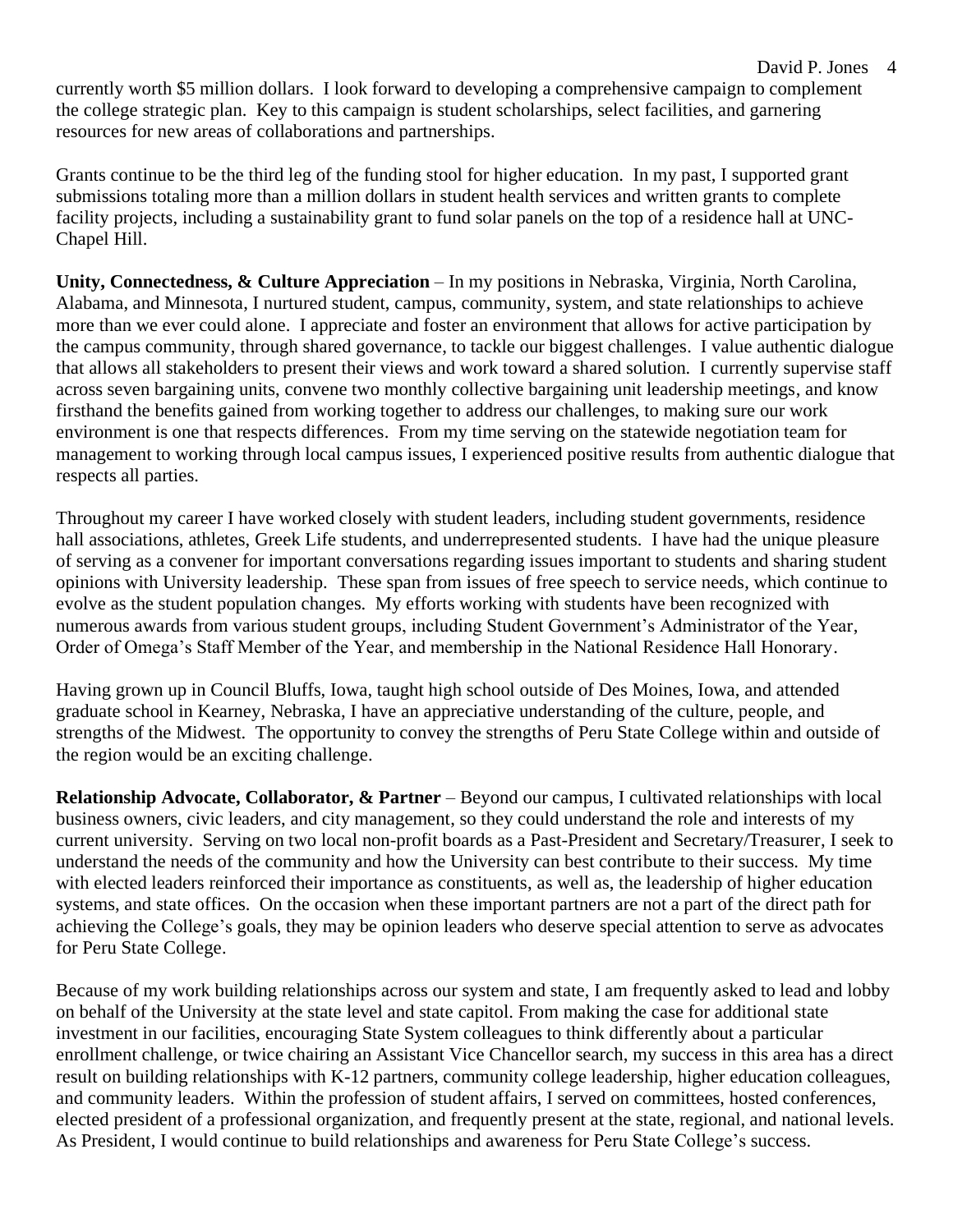currently worth $5 million dollars. I look forward to developing a comprehensive campaign to complement the college strategic plan. Key to this campaign is student scholarships, select facilities, and garnering resources for new areas of collaborations and partnerships.

Grants continue to be the third leg of the funding stool for higher education. In my past, I supported grant submissions totaling more than a million dollars in student health services and written grants to complete facility projects, including a sustainability grant to fund solar panels on the top of a residence hall at UNC-Chapel Hill.

**Unity, Connectedness, & Culture Appreciation** – In my positions in Nebraska, Virginia, North Carolina, Alabama, and Minnesota, I nurtured student, campus, community, system, and state relationships to achieve more than we ever could alone. I appreciate and foster an environment that allows for active participation by the campus community, through shared governance, to tackle our biggest challenges. I value authentic dialogue that allows all stakeholders to present their views and work toward a shared solution. I currently supervise staff across seven bargaining units, convene two monthly collective bargaining unit leadership meetings, and know firsthand the benefits gained from working together to address our challenges, to making sure our work environment is one that respects differences. From my time serving on the statewide negotiation team for management to working through local campus issues, I experienced positive results from authentic dialogue that respects all parties.

Throughout my career I have worked closely with student leaders, including student governments, residence hall associations, athletes, Greek Life students, and underrepresented students. I have had the unique pleasure of serving as a convener for important conversations regarding issues important to students and sharing student opinions with University leadership. These span from issues of free speech to service needs, which continue to evolve as the student population changes. My efforts working with students have been recognized with numerous awards from various student groups, including Student Government's Administrator of the Year, Order of Omega's Staff Member of the Year, and membership in the National Residence Hall Honorary.

Having grown up in Council Bluffs, Iowa, taught high school outside of Des Moines, Iowa, and attended graduate school in Kearney, Nebraska, I have an appreciative understanding of the culture, people, and strengths of the Midwest. The opportunity to convey the strengths of Peru State College within and outside of the region would be an exciting challenge.

**Relationship Advocate, Collaborator, & Partner** – Beyond our campus, I cultivated relationships with local business owners, civic leaders, and city management, so they could understand the role and interests of my current university. Serving on two local non-profit boards as a Past-President and Secretary/Treasurer, I seek to understand the needs of the community and how the University can best contribute to their success. My time with elected leaders reinforced their importance as constituents, as well as, the leadership of higher education systems, and state offices. On the occasion when these important partners are not a part of the direct path for achieving the College's goals, they may be opinion leaders who deserve special attention to serve as advocates for Peru State College.

Because of my work building relationships across our system and state, I am frequently asked to lead and lobby on behalf of the University at the state level and state capitol. From making the case for additional state investment in our facilities, encouraging State System colleagues to think differently about a particular enrollment challenge, or twice chairing an Assistant Vice Chancellor search, my success in this area has a direct result on building relationships with K-12 partners, community college leadership, higher education colleagues, and community leaders. Within the profession of student affairs, I served on committees, hosted conferences, elected president of a professional organization, and frequently present at the state, regional, and national levels. As President, I would continue to build relationships and awareness for Peru State College's success.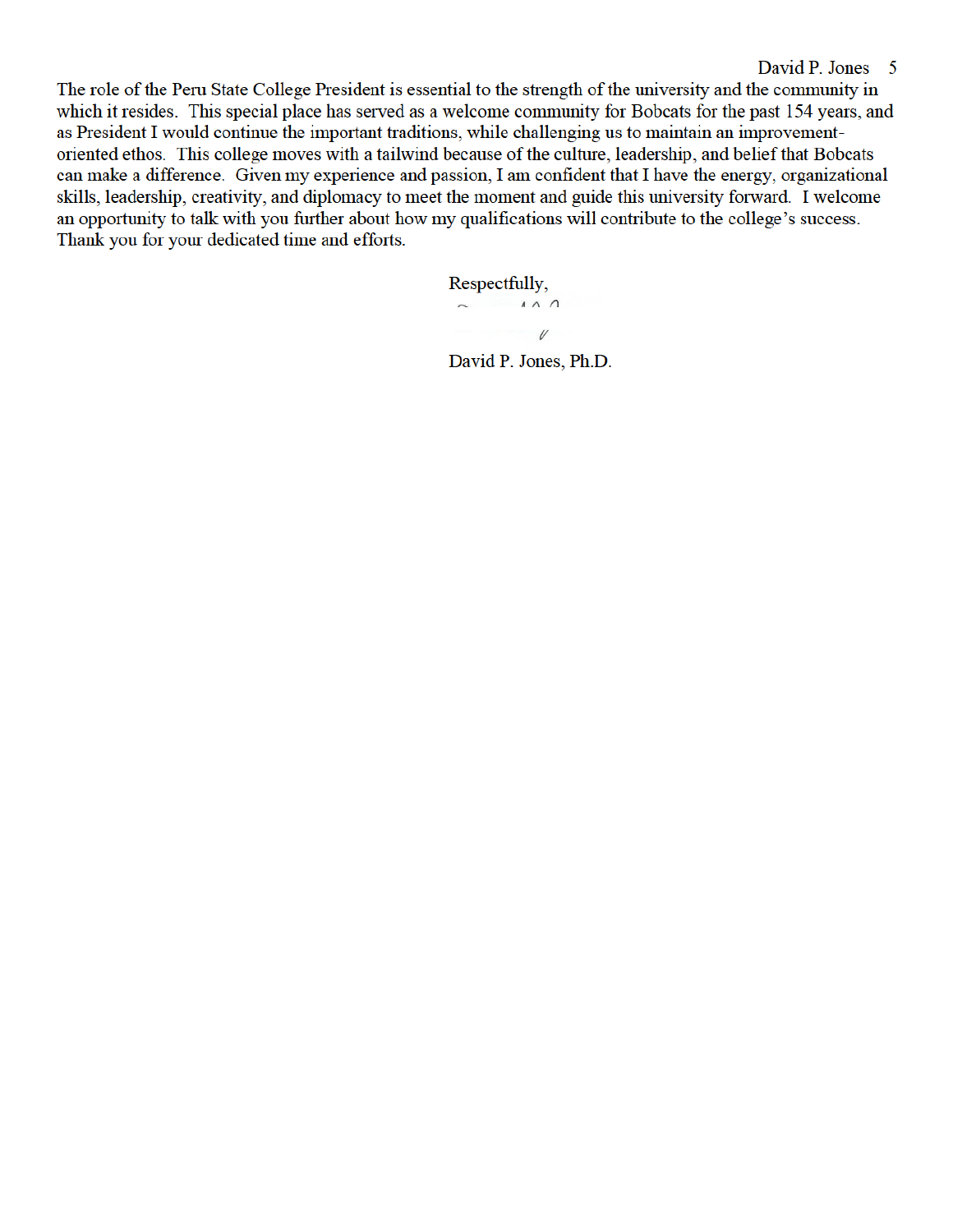The role of the Peru State College President is essential to the strength of the university and the community in which it resides. This special place has served as a welcome community for Bobcats for the past 154 years, and as President I would continue the important traditions, while challenging us to maintain an improvement-oriented ethos. This college moves with a tailwind because of the culture, leadership, and belief that Bobcats can make a difference. Given my experience and passion, I am confident that I have the energy, organizational skills, leadership, creativity, and diplomacy to meet the moment and guide this university forward. I welcome an opportunity to talk with you further about how my qualifications will contribute to the college's success. Thank you for your dedicated time and efforts.

Respectfully,

David P. Jones, Ph.D.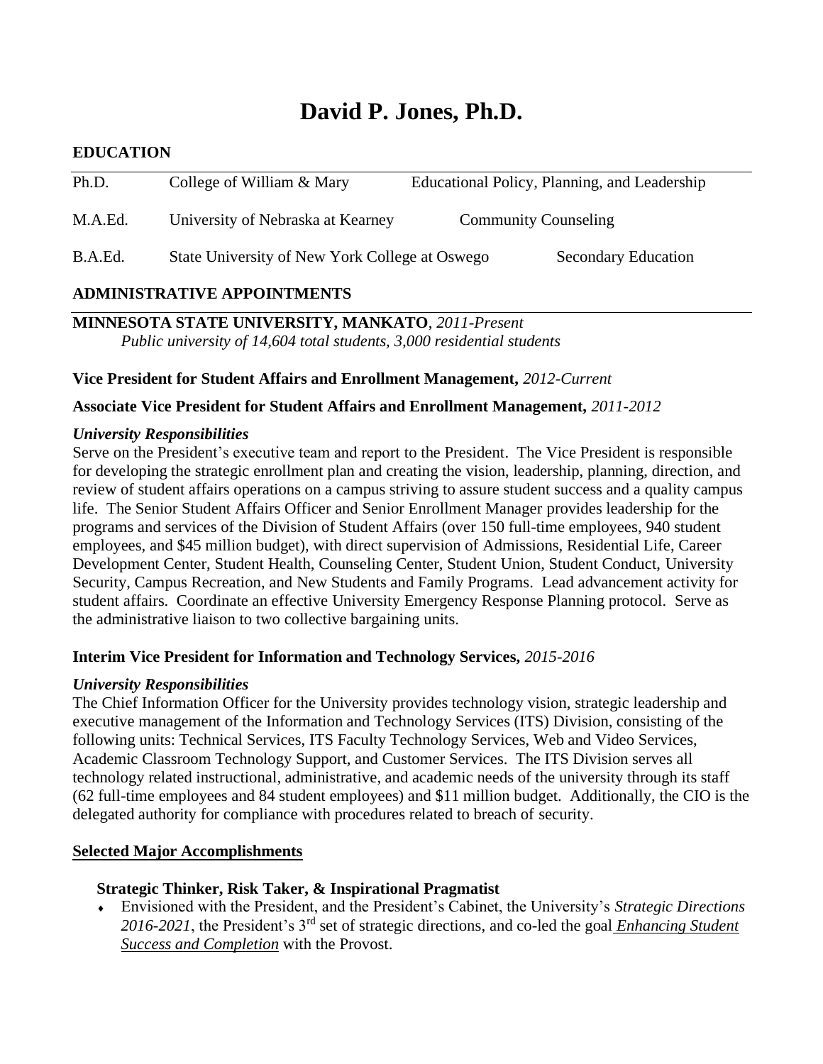# David P. Jones, Ph.D.

## EDUCATION

| | | |
|---|---|---|
| Ph.D. | College of William & Mary | Educational Policy, Planning, and Leadership |
| M.A.Ed. | University of Nebraska at Kearney | Community Counseling |
| B.A.Ed. | State University of New York College at Oswego | Secondary Education |

## ADMINISTRATIVE APPOINTMENTS

**MINNESOTA STATE UNIVERSITY, MANKATO**, *2011-Present*
*Public university of 14,604 total students, 3,000 residential students*

**Vice President for Student Affairs and Enrollment Management,** *2012-Current*

**Associate Vice President for Student Affairs and Enrollment Management,** *2011-2012*

***University Responsibilities***

Serve on the President's executive team and report to the President. The Vice President is responsible for developing the strategic enrollment plan and creating the vision, leadership, planning, direction, and review of student affairs operations on a campus striving to assure student success and a quality campus life. The Senior Student Affairs Officer and Senior Enrollment Manager provides leadership for the programs and services of the Division of Student Affairs (over 150 full-time employees, 940 student employees, and $45 million budget), with direct supervision of Admissions, Residential Life, Career Development Center, Student Health, Counseling Center, Student Union, Student Conduct, University Security, Campus Recreation, and New Students and Family Programs. Lead advancement activity for student affairs. Coordinate an effective University Emergency Response Planning protocol. Serve as the administrative liaison to two collective bargaining units.

**Interim Vice President for Information and Technology Services,** *2015-2016*

***University Responsibilities***

The Chief Information Officer for the University provides technology vision, strategic leadership and executive management of the Information and Technology Services (ITS) Division, consisting of the following units: Technical Services, ITS Faculty Technology Services, Web and Video Services, Academic Classroom Technology Support, and Customer Services. The ITS Division serves all technology related instructional, administrative, and academic needs of the university through its staff (62 full-time employees and 84 student employees) and $11 million budget. Additionally, the CIO is the delegated authority for compliance with procedures related to breach of security.

**Selected Major Accomplishments**

**Strategic Thinker, Risk Taker, & Inspirational Pragmatist**

- Envisioned with the President, and the President's Cabinet, the University's *Strategic Directions 2016-2021*, the President's 3rd set of strategic directions, and co-led the goal ***Enhancing Student Success and Completion*** with the Provost.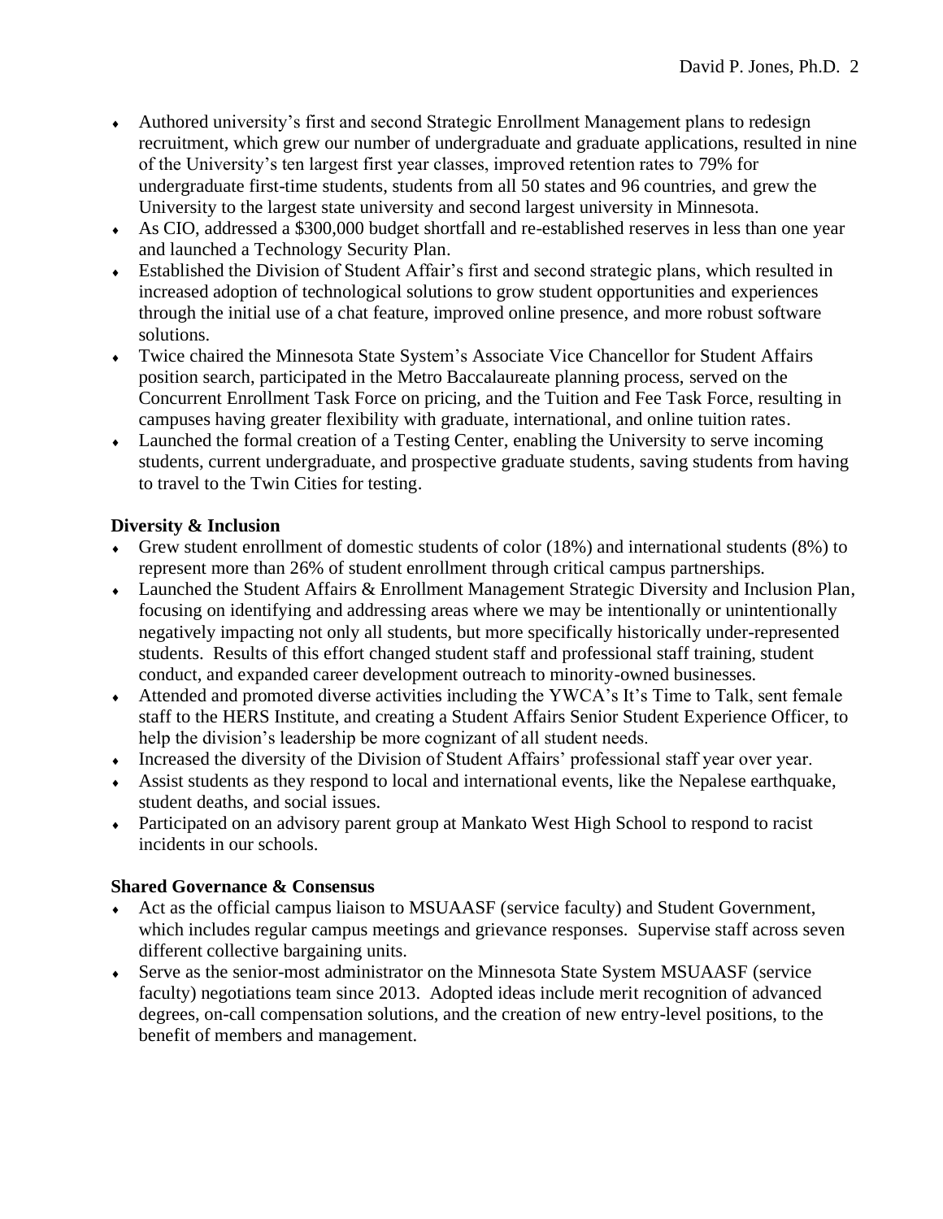- Authored university's first and second Strategic Enrollment Management plans to redesign recruitment, which grew our number of undergraduate and graduate applications, resulted in nine of the University's ten largest first year classes, improved retention rates to 79% for undergraduate first-time students, students from all 50 states and 96 countries, and grew the University to the largest state university and second largest university in Minnesota.
- As CIO, addressed a $300,000 budget shortfall and re-established reserves in less than one year and launched a Technology Security Plan.
- Established the Division of Student Affair's first and second strategic plans, which resulted in increased adoption of technological solutions to grow student opportunities and experiences through the initial use of a chat feature, improved online presence, and more robust software solutions.
- Twice chaired the Minnesota State System's Associate Vice Chancellor for Student Affairs position search, participated in the Metro Baccalaureate planning process, served on the Concurrent Enrollment Task Force on pricing, and the Tuition and Fee Task Force, resulting in campuses having greater flexibility with graduate, international, and online tuition rates.
- Launched the formal creation of a Testing Center, enabling the University to serve incoming students, current undergraduate, and prospective graduate students, saving students from having to travel to the Twin Cities for testing.

**Diversity & Inclusion**

- Grew student enrollment of domestic students of color (18%) and international students (8%) to represent more than 26% of student enrollment through critical campus partnerships.
- Launched the Student Affairs & Enrollment Management Strategic Diversity and Inclusion Plan, focusing on identifying and addressing areas where we may be intentionally or unintentionally negatively impacting not only all students, but more specifically historically under-represented students. Results of this effort changed student staff and professional staff training, student conduct, and expanded career development outreach to minority-owned businesses.
- Attended and promoted diverse activities including the YWCA's It's Time to Talk, sent female staff to the HERS Institute, and creating a Student Affairs Senior Student Experience Officer, to help the division's leadership be more cognizant of all student needs.
- Increased the diversity of the Division of Student Affairs' professional staff year over year.
- Assist students as they respond to local and international events, like the Nepalese earthquake, student deaths, and social issues.
- Participated on an advisory parent group at Mankato West High School to respond to racist incidents in our schools.

**Shared Governance & Consensus**

- Act as the official campus liaison to MSUAASF (service faculty) and Student Government, which includes regular campus meetings and grievance responses. Supervise staff across seven different collective bargaining units.
- Serve as the senior-most administrator on the Minnesota State System MSUAASF (service faculty) negotiations team since 2013. Adopted ideas include merit recognition of advanced degrees, on-call compensation solutions, and the creation of new entry-level positions, to the benefit of members and management.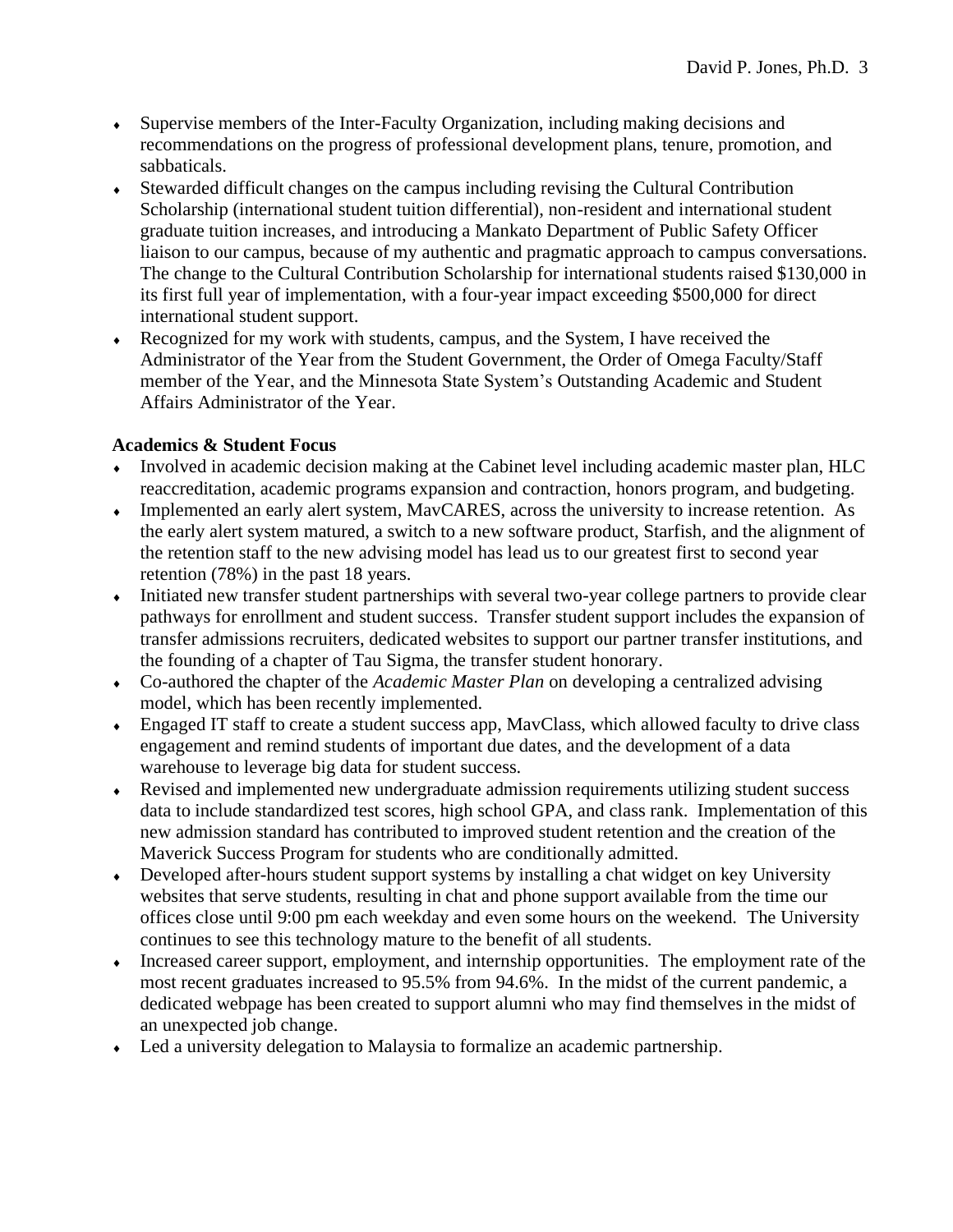- Supervise members of the Inter-Faculty Organization, including making decisions and recommendations on the progress of professional development plans, tenure, promotion, and sabbaticals.
- Stewarded difficult changes on the campus including revising the Cultural Contribution Scholarship (international student tuition differential), non-resident and international student graduate tuition increases, and introducing a Mankato Department of Public Safety Officer liaison to our campus, because of my authentic and pragmatic approach to campus conversations. The change to the Cultural Contribution Scholarship for international students raised $130,000 in its first full year of implementation, with a four-year impact exceeding $500,000 for direct international student support.
- Recognized for my work with students, campus, and the System, I have received the Administrator of the Year from the Student Government, the Order of Omega Faculty/Staff member of the Year, and the Minnesota State System's Outstanding Academic and Student Affairs Administrator of the Year.

**Academics & Student Focus**

- Involved in academic decision making at the Cabinet level including academic master plan, HLC reaccreditation, academic programs expansion and contraction, honors program, and budgeting.
- Implemented an early alert system, MavCARES, across the university to increase retention. As the early alert system matured, a switch to a new software product, Starfish, and the alignment of the retention staff to the new advising model has lead us to our greatest first to second year retention (78%) in the past 18 years.
- Initiated new transfer student partnerships with several two-year college partners to provide clear pathways for enrollment and student success. Transfer student support includes the expansion of transfer admissions recruiters, dedicated websites to support our partner transfer institutions, and the founding of a chapter of Tau Sigma, the transfer student honorary.
- Co-authored the chapter of the *Academic Master Plan* on developing a centralized advising model, which has been recently implemented.
- Engaged IT staff to create a student success app, MavClass, which allowed faculty to drive class engagement and remind students of important due dates, and the development of a data warehouse to leverage big data for student success.
- Revised and implemented new undergraduate admission requirements utilizing student success data to include standardized test scores, high school GPA, and class rank. Implementation of this new admission standard has contributed to improved student retention and the creation of the Maverick Success Program for students who are conditionally admitted.
- Developed after-hours student support systems by installing a chat widget on key University websites that serve students, resulting in chat and phone support available from the time our offices close until 9:00 pm each weekday and even some hours on the weekend. The University continues to see this technology mature to the benefit of all students.
- Increased career support, employment, and internship opportunities. The employment rate of the most recent graduates increased to 95.5% from 94.6%. In the midst of the current pandemic, a dedicated webpage has been created to support alumni who may find themselves in the midst of an unexpected job change.
- Led a university delegation to Malaysia to formalize an academic partnership.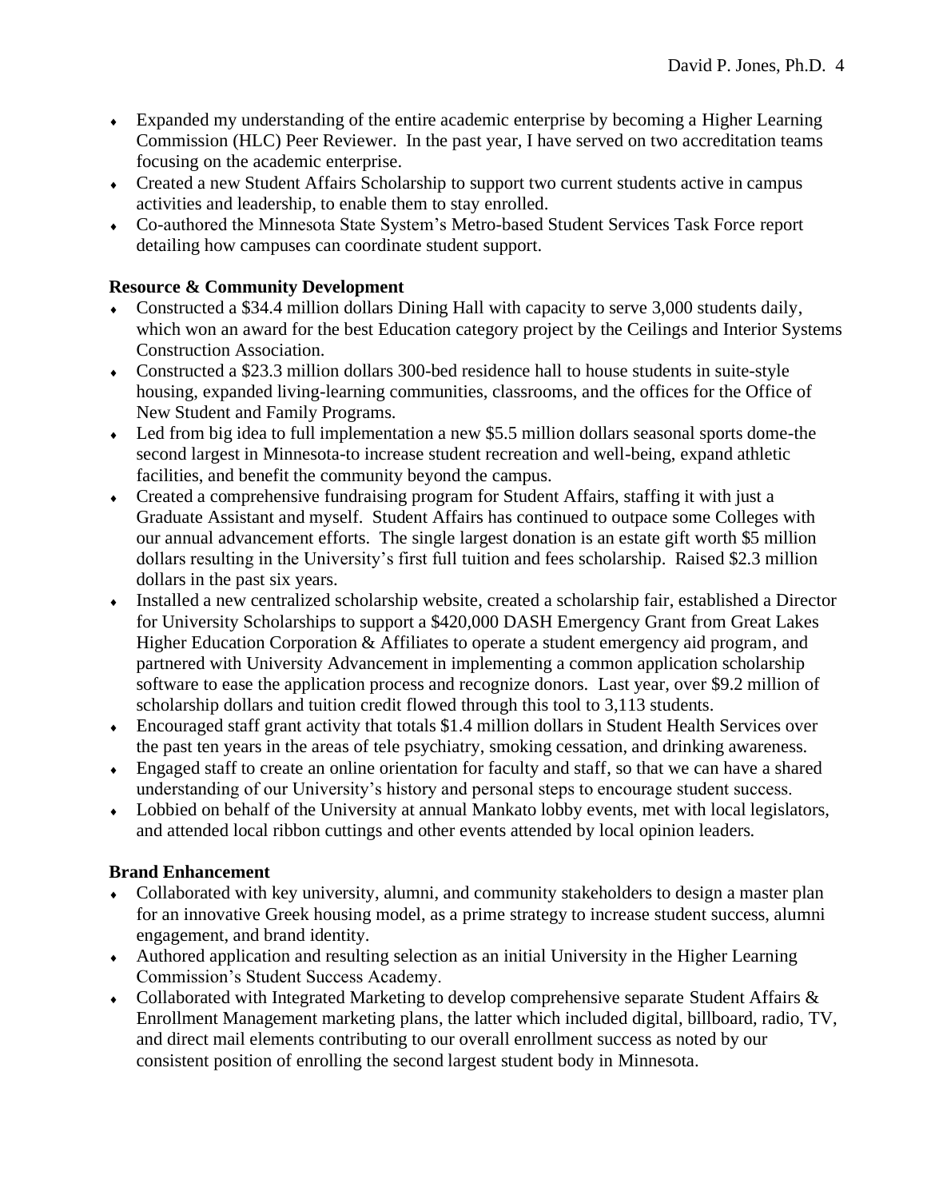- Expanded my understanding of the entire academic enterprise by becoming a Higher Learning Commission (HLC) Peer Reviewer. In the past year, I have served on two accreditation teams focusing on the academic enterprise.
- Created a new Student Affairs Scholarship to support two current students active in campus activities and leadership, to enable them to stay enrolled.
- Co-authored the Minnesota State System's Metro-based Student Services Task Force report detailing how campuses can coordinate student support.

**Resource & Community Development**

- Constructed a $34.4 million dollars Dining Hall with capacity to serve 3,000 students daily, which won an award for the best Education category project by the Ceilings and Interior Systems Construction Association.
- Constructed a $23.3 million dollars 300-bed residence hall to house students in suite-style housing, expanded living-learning communities, classrooms, and the offices for the Office of New Student and Family Programs.
- Led from big idea to full implementation a new $5.5 million dollars seasonal sports dome-the second largest in Minnesota-to increase student recreation and well-being, expand athletic facilities, and benefit the community beyond the campus.
- Created a comprehensive fundraising program for Student Affairs, staffing it with just a Graduate Assistant and myself. Student Affairs has continued to outpace some Colleges with our annual advancement efforts. The single largest donation is an estate gift worth $5 million dollars resulting in the University's first full tuition and fees scholarship. Raised $2.3 million dollars in the past six years.
- Installed a new centralized scholarship website, created a scholarship fair, established a Director for University Scholarships to support a $420,000 DASH Emergency Grant from Great Lakes Higher Education Corporation & Affiliates to operate a student emergency aid program, and partnered with University Advancement in implementing a common application scholarship software to ease the application process and recognize donors. Last year, over $9.2 million of scholarship dollars and tuition credit flowed through this tool to 3,113 students.
- Encouraged staff grant activity that totals $1.4 million dollars in Student Health Services over the past ten years in the areas of tele psychiatry, smoking cessation, and drinking awareness.
- Engaged staff to create an online orientation for faculty and staff, so that we can have a shared understanding of our University's history and personal steps to encourage student success.
- Lobbied on behalf of the University at annual Mankato lobby events, met with local legislators, and attended local ribbon cuttings and other events attended by local opinion leaders.

**Brand Enhancement**

- Collaborated with key university, alumni, and community stakeholders to design a master plan for an innovative Greek housing model, as a prime strategy to increase student success, alumni engagement, and brand identity.
- Authored application and resulting selection as an initial University in the Higher Learning Commission's Student Success Academy.
- Collaborated with Integrated Marketing to develop comprehensive separate Student Affairs & Enrollment Management marketing plans, the latter which included digital, billboard, radio, TV, and direct mail elements contributing to our overall enrollment success as noted by our consistent position of enrolling the second largest student body in Minnesota.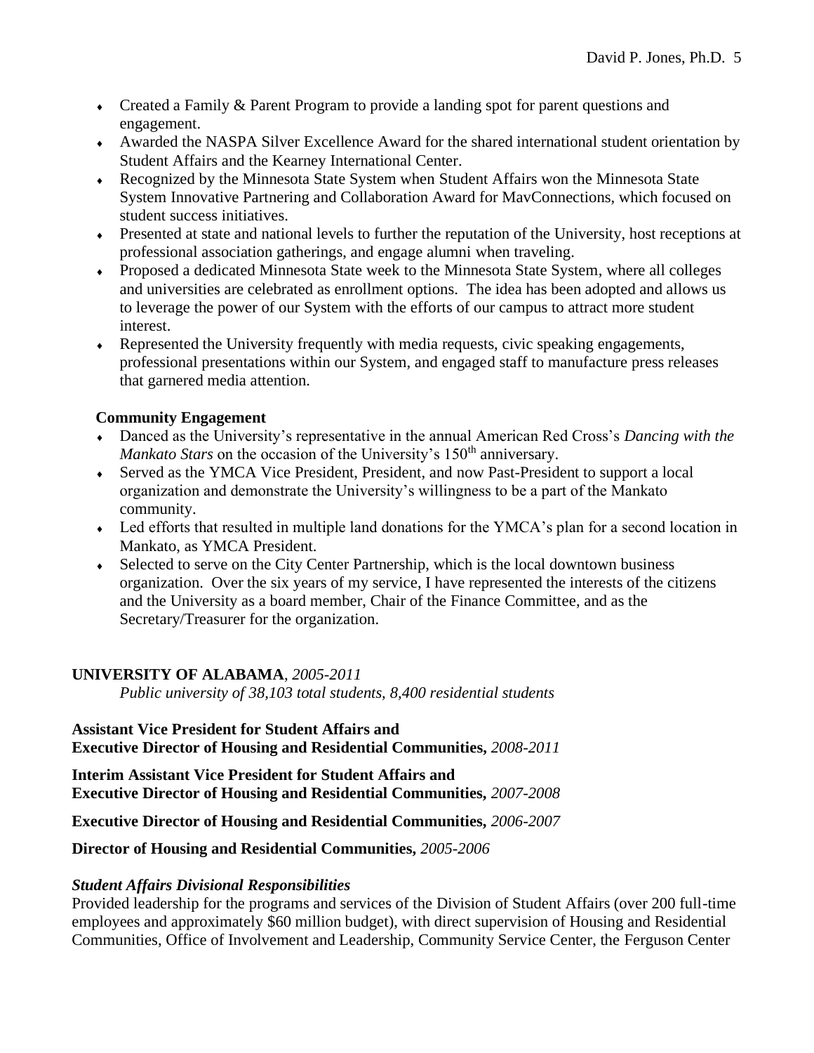- Created a Family & Parent Program to provide a landing spot for parent questions and engagement.
- Awarded the NASPA Silver Excellence Award for the shared international student orientation by Student Affairs and the Kearney International Center.
- Recognized by the Minnesota State System when Student Affairs won the Minnesota State System Innovative Partnering and Collaboration Award for MavConnections, which focused on student success initiatives.
- Presented at state and national levels to further the reputation of the University, host receptions at professional association gatherings, and engage alumni when traveling.
- Proposed a dedicated Minnesota State week to the Minnesota State System, where all colleges and universities are celebrated as enrollment options. The idea has been adopted and allows us to leverage the power of our System with the efforts of our campus to attract more student interest.
- Represented the University frequently with media requests, civic speaking engagements, professional presentations within our System, and engaged staff to manufacture press releases that garnered media attention.

**Community Engagement**

- Danced as the University's representative in the annual American Red Cross's *Dancing with the Mankato Stars* on the occasion of the University's 150th anniversary.
- Served as the YMCA Vice President, President, and now Past-President to support a local organization and demonstrate the University's willingness to be a part of the Mankato community.
- Led efforts that resulted in multiple land donations for the YMCA's plan for a second location in Mankato, as YMCA President.
- Selected to serve on the City Center Partnership, which is the local downtown business organization. Over the six years of my service, I have represented the interests of the citizens and the University as a board member, Chair of the Finance Committee, and as the Secretary/Treasurer for the organization.

**UNIVERSITY OF ALABAMA**, *2005-2011*

*Public university of 38,103 total students, 8,400 residential students*

**Assistant Vice President for Student Affairs and**
**Executive Director of Housing and Residential Communities,** *2008-2011*

**Interim Assistant Vice President for Student Affairs and**
**Executive Director of Housing and Residential Communities,** *2007-2008*

**Executive Director of Housing and Residential Communities,** *2006-2007*

**Director of Housing and Residential Communities,** *2005-2006*

***Student Affairs Divisional Responsibilities***

Provided leadership for the programs and services of the Division of Student Affairs (over 200 full-time employees and approximately $60 million budget), with direct supervision of Housing and Residential Communities, Office of Involvement and Leadership, Community Service Center, the Ferguson Center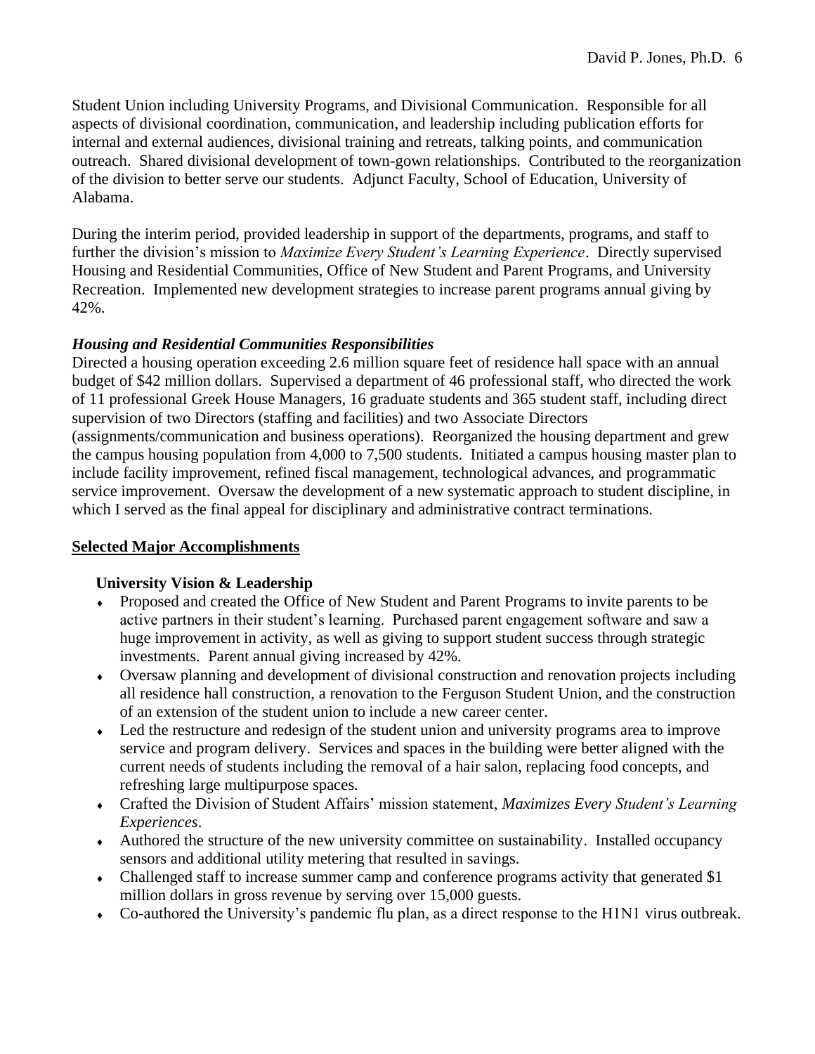Student Union including University Programs, and Divisional Communication. Responsible for all aspects of divisional coordination, communication, and leadership including publication efforts for internal and external audiences, divisional training and retreats, talking points, and communication outreach. Shared divisional development of town-gown relationships. Contributed to the reorganization of the division to better serve our students. Adjunct Faculty, School of Education, University of Alabama.

During the interim period, provided leadership in support of the departments, programs, and staff to further the division's mission to *Maximize Every Student's Learning Experience*. Directly supervised Housing and Residential Communities, Office of New Student and Parent Programs, and University Recreation. Implemented new development strategies to increase parent programs annual giving by 42%.

***Housing and Residential Communities Responsibilities***

Directed a housing operation exceeding 2.6 million square feet of residence hall space with an annual budget of $42 million dollars. Supervised a department of 46 professional staff, who directed the work of 11 professional Greek House Managers, 16 graduate students and 365 student staff, including direct supervision of two Directors (staffing and facilities) and two Associate Directors (assignments/communication and business operations). Reorganized the housing department and grew the campus housing population from 4,000 to 7,500 students. Initiated a campus housing master plan to include facility improvement, refined fiscal management, technological advances, and programmatic service improvement. Oversaw the development of a new systematic approach to student discipline, in which I served as the final appeal for disciplinary and administrative contract terminations.

**Selected Major Accomplishments**

**University Vision & Leadership**

- Proposed and created the Office of New Student and Parent Programs to invite parents to be active partners in their student's learning. Purchased parent engagement software and saw a huge improvement in activity, as well as giving to support student success through strategic investments. Parent annual giving increased by 42%.
- Oversaw planning and development of divisional construction and renovation projects including all residence hall construction, a renovation to the Ferguson Student Union, and the construction of an extension of the student union to include a new career center.
- Led the restructure and redesign of the student union and university programs area to improve service and program delivery. Services and spaces in the building were better aligned with the current needs of students including the removal of a hair salon, replacing food concepts, and refreshing large multipurpose spaces.
- Crafted the Division of Student Affairs' mission statement, *Maximizes Every Student's Learning Experiences*.
- Authored the structure of the new university committee on sustainability. Installed occupancy sensors and additional utility metering that resulted in savings.
- Challenged staff to increase summer camp and conference programs activity that generated $1 million dollars in gross revenue by serving over 15,000 guests.
- Co-authored the University's pandemic flu plan, as a direct response to the H1N1 virus outbreak.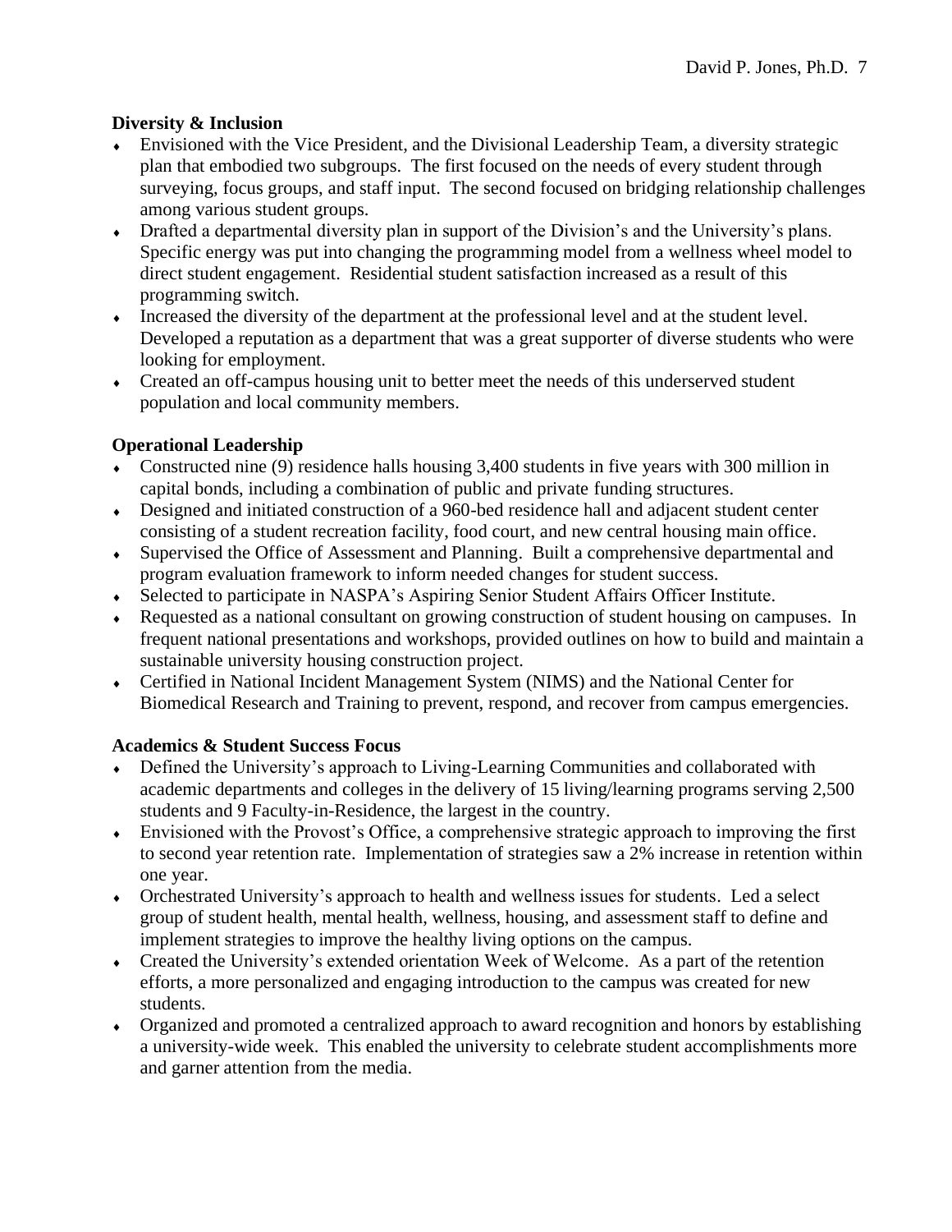**Diversity & Inclusion**

- Envisioned with the Vice President, and the Divisional Leadership Team, a diversity strategic plan that embodied two subgroups. The first focused on the needs of every student through surveying, focus groups, and staff input. The second focused on bridging relationship challenges among various student groups.
- Drafted a departmental diversity plan in support of the Division's and the University's plans. Specific energy was put into changing the programming model from a wellness wheel model to direct student engagement. Residential student satisfaction increased as a result of this programming switch.
- Increased the diversity of the department at the professional level and at the student level. Developed a reputation as a department that was a great supporter of diverse students who were looking for employment.
- Created an off-campus housing unit to better meet the needs of this underserved student population and local community members.

**Operational Leadership**

- Constructed nine (9) residence halls housing 3,400 students in five years with 300 million in capital bonds, including a combination of public and private funding structures.
- Designed and initiated construction of a 960-bed residence hall and adjacent student center consisting of a student recreation facility, food court, and new central housing main office.
- Supervised the Office of Assessment and Planning. Built a comprehensive departmental and program evaluation framework to inform needed changes for student success.
- Selected to participate in NASPA's Aspiring Senior Student Affairs Officer Institute.
- Requested as a national consultant on growing construction of student housing on campuses. In frequent national presentations and workshops, provided outlines on how to build and maintain a sustainable university housing construction project.
- Certified in National Incident Management System (NIMS) and the National Center for Biomedical Research and Training to prevent, respond, and recover from campus emergencies.

**Academics & Student Success Focus**

- Defined the University's approach to Living-Learning Communities and collaborated with academic departments and colleges in the delivery of 15 living/learning programs serving 2,500 students and 9 Faculty-in-Residence, the largest in the country.
- Envisioned with the Provost's Office, a comprehensive strategic approach to improving the first to second year retention rate. Implementation of strategies saw a 2% increase in retention within one year.
- Orchestrated University's approach to health and wellness issues for students. Led a select group of student health, mental health, wellness, housing, and assessment staff to define and implement strategies to improve the healthy living options on the campus.
- Created the University's extended orientation Week of Welcome. As a part of the retention efforts, a more personalized and engaging introduction to the campus was created for new students.
- Organized and promoted a centralized approach to award recognition and honors by establishing a university-wide week. This enabled the university to celebrate student accomplishments more and garner attention from the media.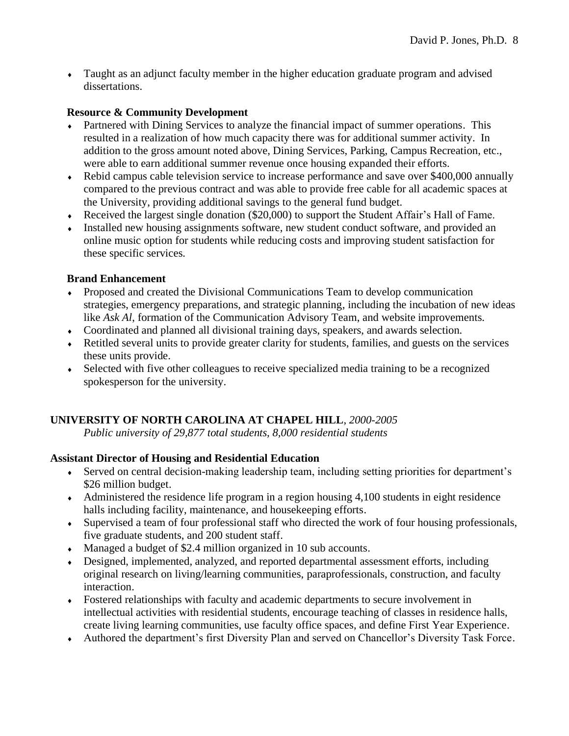- Taught as an adjunct faculty member in the higher education graduate program and advised dissertations.

**Resource & Community Development**

- Partnered with Dining Services to analyze the financial impact of summer operations. This resulted in a realization of how much capacity there was for additional summer activity. In addition to the gross amount noted above, Dining Services, Parking, Campus Recreation, etc., were able to earn additional summer revenue once housing expanded their efforts.
- Rebid campus cable television service to increase performance and save over $400,000 annually compared to the previous contract and was able to provide free cable for all academic spaces at the University, providing additional savings to the general fund budget.
- Received the largest single donation ($20,000) to support the Student Affair's Hall of Fame.
- Installed new housing assignments software, new student conduct software, and provided an online music option for students while reducing costs and improving student satisfaction for these specific services.

**Brand Enhancement**

- Proposed and created the Divisional Communications Team to develop communication strategies, emergency preparations, and strategic planning, including the incubation of new ideas like *Ask Al*, formation of the Communication Advisory Team, and website improvements.
- Coordinated and planned all divisional training days, speakers, and awards selection.
- Retitled several units to provide greater clarity for students, families, and guests on the services these units provide.
- Selected with five other colleagues to receive specialized media training to be a recognized spokesperson for the university.

**UNIVERSITY OF NORTH CAROLINA AT CHAPEL HILL**, *2000-2005*

*Public university of 29,877 total students, 8,000 residential students*

**Assistant Director of Housing and Residential Education**

- Served on central decision-making leadership team, including setting priorities for department's $26 million budget.
- Administered the residence life program in a region housing 4,100 students in eight residence halls including facility, maintenance, and housekeeping efforts.
- Supervised a team of four professional staff who directed the work of four housing professionals, five graduate students, and 200 student staff.
- Managed a budget of $2.4 million organized in 10 sub accounts.
- Designed, implemented, analyzed, and reported departmental assessment efforts, including original research on living/learning communities, paraprofessionals, construction, and faculty interaction.
- Fostered relationships with faculty and academic departments to secure involvement in intellectual activities with residential students, encourage teaching of classes in residence halls, create living learning communities, use faculty office spaces, and define First Year Experience.
- Authored the department's first Diversity Plan and served on Chancellor's Diversity Task Force.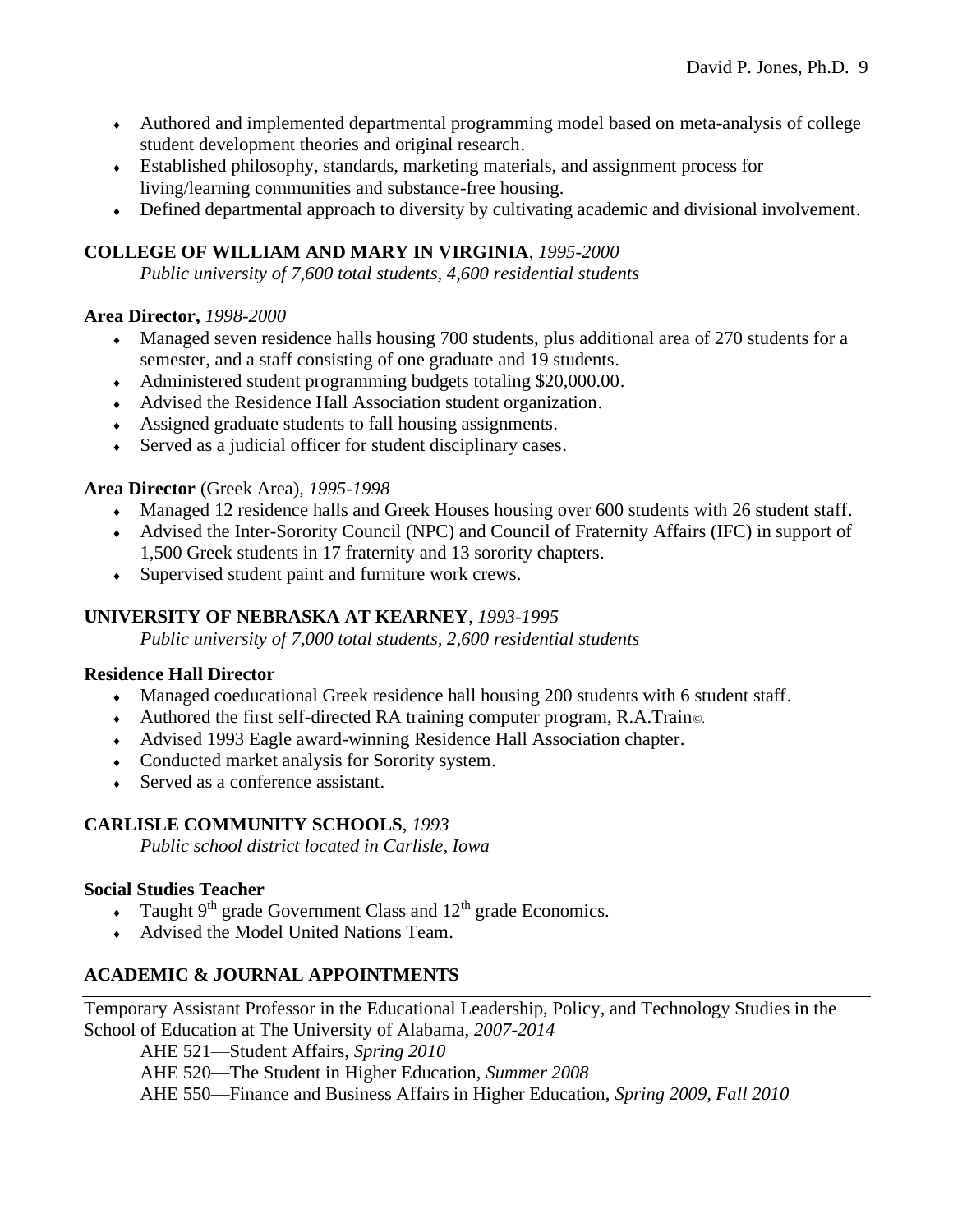- Authored and implemented departmental programming model based on meta-analysis of college student development theories and original research.
- Established philosophy, standards, marketing materials, and assignment process for living/learning communities and substance-free housing.
- Defined departmental approach to diversity by cultivating academic and divisional involvement.

**COLLEGE OF WILLIAM AND MARY IN VIRGINIA**, *1995-2000*

*Public university of 7,600 total students, 4,600 residential students*

**Area Director,** *1998-2000*

- Managed seven residence halls housing 700 students, plus additional area of 270 students for a semester, and a staff consisting of one graduate and 19 students.
- Administered student programming budgets totaling $20,000.00.
- Advised the Residence Hall Association student organization.
- Assigned graduate students to fall housing assignments.
- Served as a judicial officer for student disciplinary cases.

**Area Director** (Greek Area), *1995-1998*

- Managed 12 residence halls and Greek Houses housing over 600 students with 26 student staff.
- Advised the Inter-Sorority Council (NPC) and Council of Fraternity Affairs (IFC) in support of 1,500 Greek students in 17 fraternity and 13 sorority chapters.
- Supervised student paint and furniture work crews.

**UNIVERSITY OF NEBRASKA AT KEARNEY**, *1993-1995*

*Public university of 7,000 total students, 2,600 residential students*

**Residence Hall Director**

- Managed coeducational Greek residence hall housing 200 students with 6 student staff.
- Authored the first self-directed RA training computer program, R.A.Train©.
- Advised 1993 Eagle award-winning Residence Hall Association chapter.
- Conducted market analysis for Sorority system.
- Served as a conference assistant.

**CARLISLE COMMUNITY SCHOOLS**, *1993*

*Public school district located in Carlisle, Iowa*

**Social Studies Teacher**

- Taught 9th grade Government Class and 12th grade Economics.
- Advised the Model United Nations Team.

## ACADEMIC & JOURNAL APPOINTMENTS

Temporary Assistant Professor in the Educational Leadership, Policy, and Technology Studies in the School of Education at The University of Alabama, *2007-2014*

AHE 521—Student Affairs, *Spring 2010*

AHE 520—The Student in Higher Education, *Summer 2008*

AHE 550—Finance and Business Affairs in Higher Education, *Spring 2009, Fall 2010*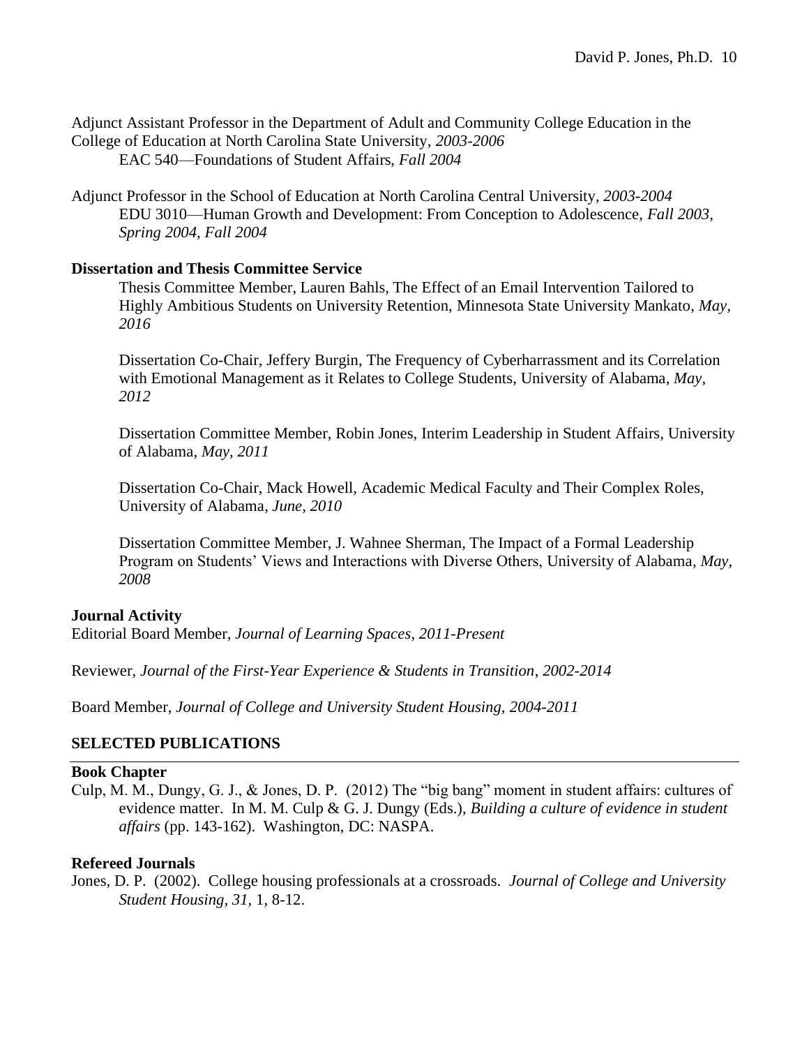Adjunct Assistant Professor in the Department of Adult and Community College Education in the College of Education at North Carolina State University, *2003-2006*

EAC 540—Foundations of Student Affairs, *Fall 2004*

Adjunct Professor in the School of Education at North Carolina Central University, *2003-2004*

EDU 3010—Human Growth and Development: From Conception to Adolescence, *Fall 2003, Spring 2004, Fall 2004*

**Dissertation and Thesis Committee Service**

Thesis Committee Member, Lauren Bahls, The Effect of an Email Intervention Tailored to Highly Ambitious Students on University Retention, Minnesota State University Mankato, *May, 2016*

Dissertation Co-Chair, Jeffery Burgin, The Frequency of Cyberharrassment and its Correlation with Emotional Management as it Relates to College Students, University of Alabama, *May, 2012*

Dissertation Committee Member, Robin Jones, Interim Leadership in Student Affairs, University of Alabama, *May, 2011*

Dissertation Co-Chair, Mack Howell, Academic Medical Faculty and Their Complex Roles, University of Alabama, *June, 2010*

Dissertation Committee Member, J. Wahnee Sherman, The Impact of a Formal Leadership Program on Students' Views and Interactions with Diverse Others, University of Alabama, *May, 2008*

**Journal Activity**

Editorial Board Member, *Journal of Learning Spaces, 2011-Present*

Reviewer, *Journal of the First-Year Experience & Students in Transition, 2002-2014*

Board Member, *Journal of College and University Student Housing, 2004-2011*

## SELECTED PUBLICATIONS

**Book Chapter**

Culp, M. M., Dungy, G. J., & Jones, D. P. (2012) The "big bang" moment in student affairs: cultures of evidence matter. In M. M. Culp & G. J. Dungy (Eds.), *Building a culture of evidence in student affairs* (pp. 143-162). Washington, DC: NASPA.

**Refereed Journals**

Jones, D. P. (2002). College housing professionals at a crossroads. *Journal of College and University Student Housing, 31,* 1, 8-12.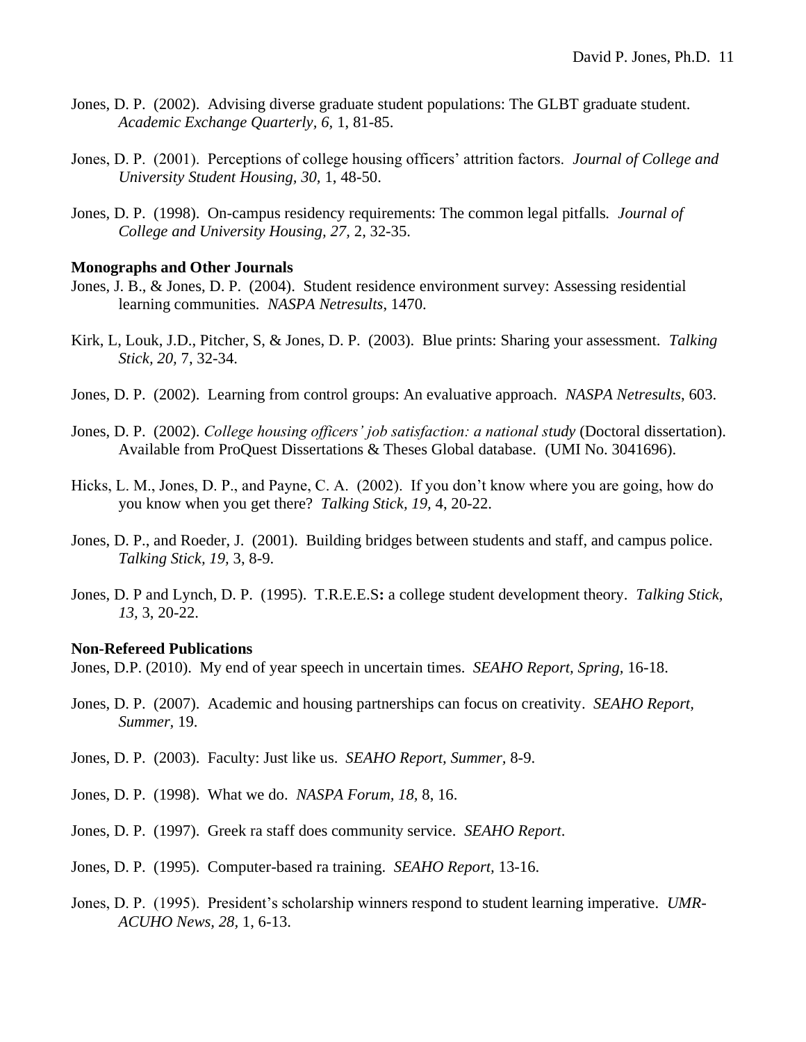Jones, D. P. (2002). Advising diverse graduate student populations: The GLBT graduate student. *Academic Exchange Quarterly*, *6,* 1, 81-85.

Jones, D. P. (2001). Perceptions of college housing officers' attrition factors. *Journal of College and University Student Housing, 30,* 1, 48-50.

Jones, D. P. (1998). On-campus residency requirements: The common legal pitfalls*. Journal of College and University Housing, 27,* 2, 32-35.

**Monographs and Other Journals**

Jones, J. B., & Jones, D. P. (2004). Student residence environment survey: Assessing residential learning communities. *NASPA Netresults*, 1470.

Kirk, L, Louk, J.D., Pitcher, S, & Jones, D. P. (2003). Blue prints: Sharing your assessment. *Talking Stick, 20,* 7, 32-34.

Jones, D. P. (2002). Learning from control groups: An evaluative approach. *NASPA Netresults*, 603.

Jones, D. P. (2002). *College housing officers' job satisfaction: a national study* (Doctoral dissertation). Available from ProQuest Dissertations & Theses Global database. (UMI No. 3041696).

Hicks, L. M., Jones, D. P., and Payne, C. A. (2002). If you don't know where you are going, how do you know when you get there? *Talking Stick, 19,* 4, 20-22.

Jones, D. P., and Roeder, J. (2001). Building bridges between students and staff, and campus police. *Talking Stick, 19,* 3, 8-9.

Jones, D. P and Lynch, D. P. (1995). T.R.E.E.S**:** a college student development theory. *Talking Stick, 13,* 3, 20-22.

**Non-Refereed Publications**

Jones, D.P. (2010). My end of year speech in uncertain times. *SEAHO Report, Spring,* 16-18.

Jones, D. P. (2007). Academic and housing partnerships can focus on creativity. *SEAHO Report, Summer,* 19.

Jones, D. P. (2003). Faculty: Just like us. *SEAHO Report, Summer,* 8-9.

Jones, D. P. (1998). What we do. *NASPA Forum, 18,* 8, 16.

Jones, D. P. (1997). Greek ra staff does community service. *SEAHO Report*.

Jones, D. P. (1995). Computer-based ra training. *SEAHO Report,* 13-16.

Jones, D. P. (1995). President's scholarship winners respond to student learning imperative. *UMR-ACUHO News, 28,* 1, 6-13.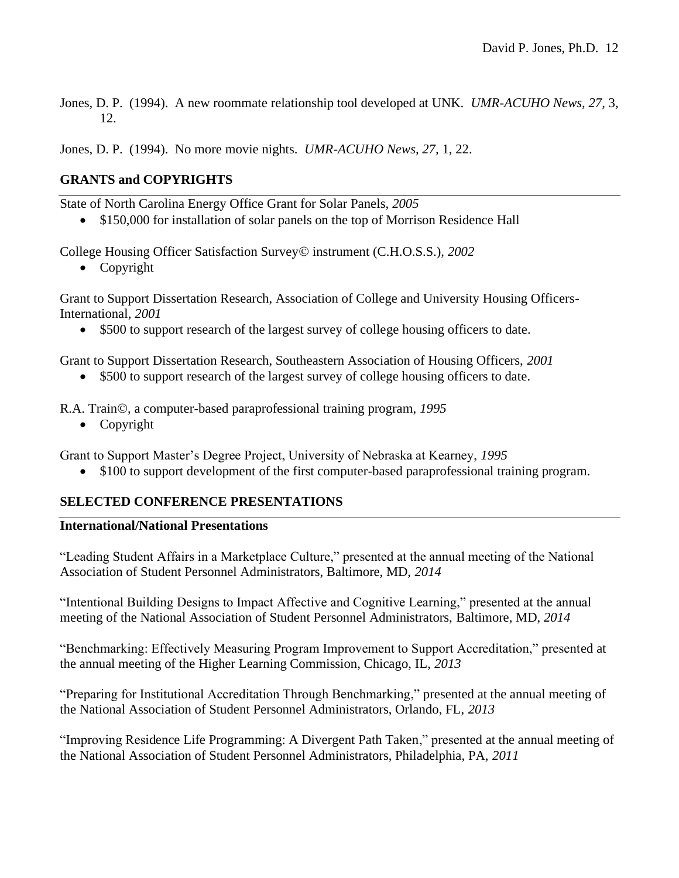Jones, D. P. (1994). A new roommate relationship tool developed at UNK. *UMR-ACUHO News, 27,* 3, 12.

Jones, D. P. (1994). No more movie nights. *UMR-ACUHO News, 27,* 1, 22.

## GRANTS and COPYRIGHTS

State of North Carolina Energy Office Grant for Solar Panels, *2005*

- $150,000 for installation of solar panels on the top of Morrison Residence Hall

College Housing Officer Satisfaction Survey© instrument (C.H.O.S.S.), *2002*

- Copyright

Grant to Support Dissertation Research, Association of College and University Housing Officers-International, *2001*

- $500 to support research of the largest survey of college housing officers to date.

Grant to Support Dissertation Research, Southeastern Association of Housing Officers, *2001*

- $500 to support research of the largest survey of college housing officers to date.

R.A. Train©, a computer-based paraprofessional training program, *1995*

- Copyright

Grant to Support Master's Degree Project, University of Nebraska at Kearney, *1995*

- $100 to support development of the first computer-based paraprofessional training program.

## SELECTED CONFERENCE PRESENTATIONS

### International/National Presentations

"Leading Student Affairs in a Marketplace Culture," presented at the annual meeting of the National Association of Student Personnel Administrators, Baltimore, MD, *2014*

"Intentional Building Designs to Impact Affective and Cognitive Learning," presented at the annual meeting of the National Association of Student Personnel Administrators, Baltimore, MD, *2014*

"Benchmarking: Effectively Measuring Program Improvement to Support Accreditation," presented at the annual meeting of the Higher Learning Commission, Chicago, IL, *2013*

"Preparing for Institutional Accreditation Through Benchmarking," presented at the annual meeting of the National Association of Student Personnel Administrators, Orlando, FL, *2013*

"Improving Residence Life Programming: A Divergent Path Taken," presented at the annual meeting of the National Association of Student Personnel Administrators, Philadelphia, PA, *2011*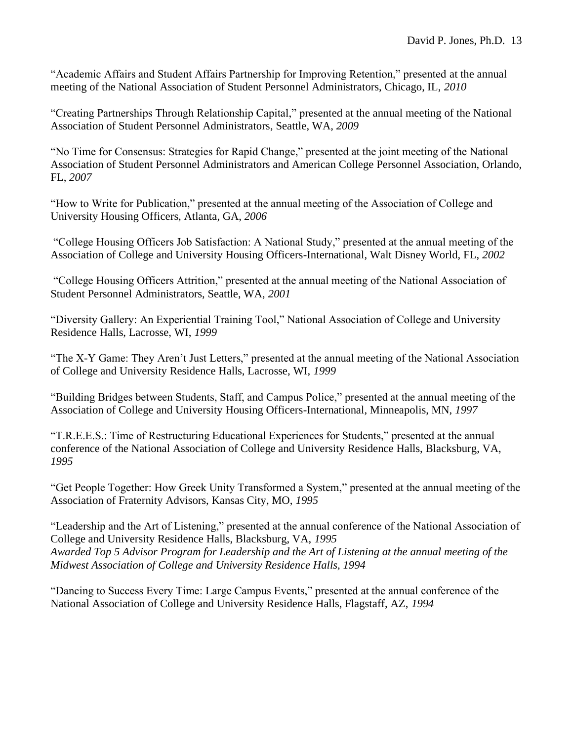"Academic Affairs and Student Affairs Partnership for Improving Retention," presented at the annual meeting of the National Association of Student Personnel Administrators, Chicago, IL, *2010*

"Creating Partnerships Through Relationship Capital," presented at the annual meeting of the National Association of Student Personnel Administrators, Seattle, WA, *2009*

"No Time for Consensus: Strategies for Rapid Change," presented at the joint meeting of the National Association of Student Personnel Administrators and American College Personnel Association, Orlando, FL, *2007*

"How to Write for Publication," presented at the annual meeting of the Association of College and University Housing Officers, Atlanta, GA, *2006*

"College Housing Officers Job Satisfaction: A National Study," presented at the annual meeting of the Association of College and University Housing Officers-International, Walt Disney World, FL, *2002*

"College Housing Officers Attrition," presented at the annual meeting of the National Association of Student Personnel Administrators, Seattle, WA, *2001*

"Diversity Gallery: An Experiential Training Tool," National Association of College and University Residence Halls, Lacrosse, WI, *1999*

"The X-Y Game: They Aren't Just Letters," presented at the annual meeting of the National Association of College and University Residence Halls, Lacrosse, WI, *1999*

"Building Bridges between Students, Staff, and Campus Police," presented at the annual meeting of the Association of College and University Housing Officers-International, Minneapolis, MN, *1997*

"T.R.E.E.S.: Time of Restructuring Educational Experiences for Students," presented at the annual conference of the National Association of College and University Residence Halls, Blacksburg, VA, *1995*

"Get People Together: How Greek Unity Transformed a System," presented at the annual meeting of the Association of Fraternity Advisors, Kansas City, MO, *1995*

"Leadership and the Art of Listening," presented at the annual conference of the National Association of College and University Residence Halls, Blacksburg, VA, *1995*
*Awarded Top 5 Advisor Program for Leadership and the Art of Listening at the annual meeting of the Midwest Association of College and University Residence Halls, 1994*

"Dancing to Success Every Time: Large Campus Events," presented at the annual conference of the National Association of College and University Residence Halls, Flagstaff, AZ, *1994*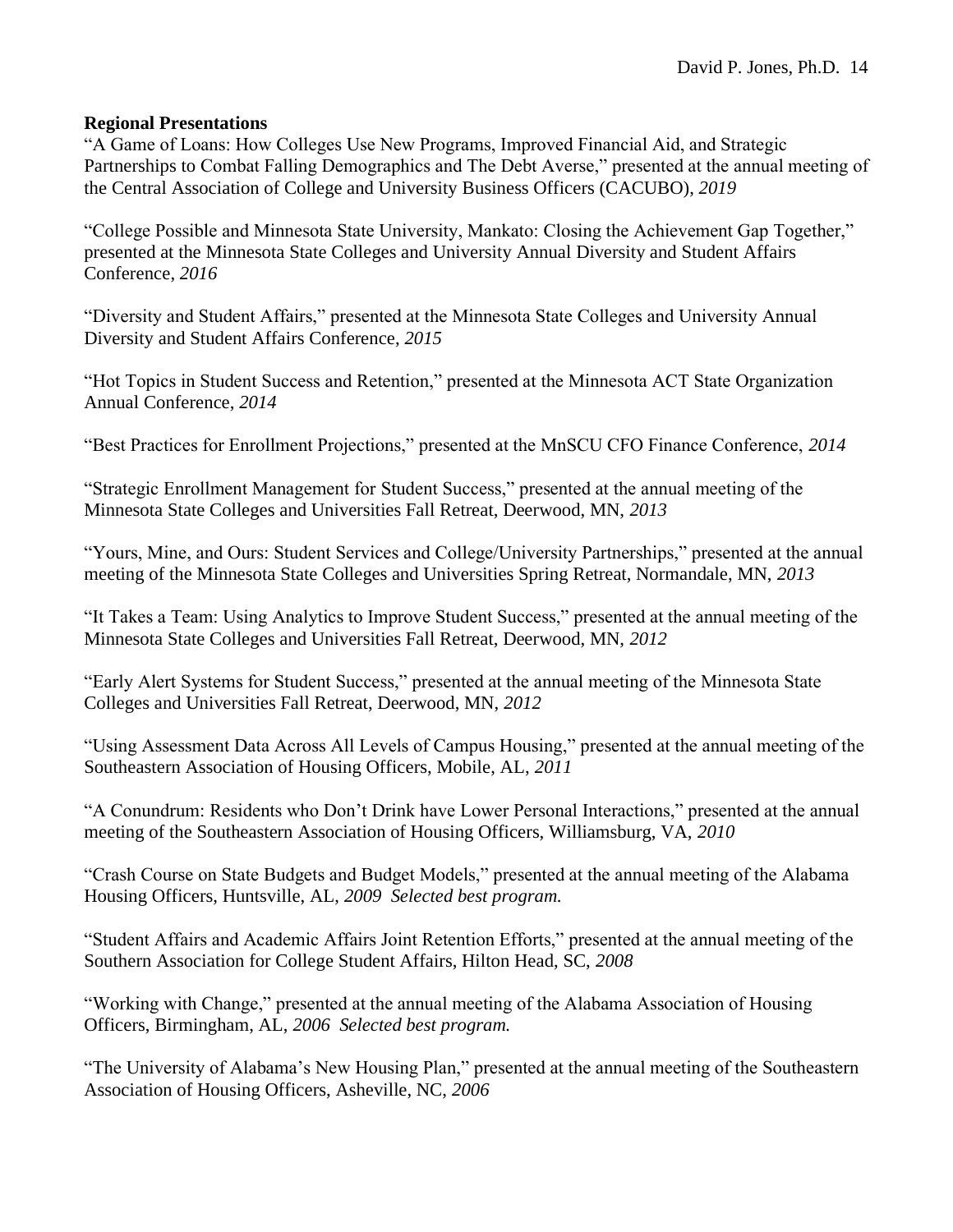**Regional Presentations**

"A Game of Loans: How Colleges Use New Programs, Improved Financial Aid, and Strategic Partnerships to Combat Falling Demographics and The Debt Averse," presented at the annual meeting of the Central Association of College and University Business Officers (CACUBO), *2019*

"College Possible and Minnesota State University, Mankato: Closing the Achievement Gap Together," presented at the Minnesota State Colleges and University Annual Diversity and Student Affairs Conference, *2016*

"Diversity and Student Affairs," presented at the Minnesota State Colleges and University Annual Diversity and Student Affairs Conference, *2015*

"Hot Topics in Student Success and Retention," presented at the Minnesota ACT State Organization Annual Conference, *2014*

"Best Practices for Enrollment Projections," presented at the MnSCU CFO Finance Conference, *2014*

"Strategic Enrollment Management for Student Success," presented at the annual meeting of the Minnesota State Colleges and Universities Fall Retreat, Deerwood, MN, *2013*

"Yours, Mine, and Ours: Student Services and College/University Partnerships," presented at the annual meeting of the Minnesota State Colleges and Universities Spring Retreat, Normandale, MN, *2013*

"It Takes a Team: Using Analytics to Improve Student Success," presented at the annual meeting of the Minnesota State Colleges and Universities Fall Retreat, Deerwood, MN, *2012*

"Early Alert Systems for Student Success," presented at the annual meeting of the Minnesota State Colleges and Universities Fall Retreat, Deerwood, MN, *2012*

"Using Assessment Data Across All Levels of Campus Housing," presented at the annual meeting of the Southeastern Association of Housing Officers, Mobile, AL, *2011*

"A Conundrum: Residents who Don't Drink have Lower Personal Interactions," presented at the annual meeting of the Southeastern Association of Housing Officers, Williamsburg, VA, *2010*

"Crash Course on State Budgets and Budget Models," presented at the annual meeting of the Alabama Housing Officers, Huntsville, AL, *2009 Selected best program.*

"Student Affairs and Academic Affairs Joint Retention Efforts," presented at the annual meeting of the Southern Association for College Student Affairs, Hilton Head, SC, *2008*

"Working with Change," presented at the annual meeting of the Alabama Association of Housing Officers, Birmingham, AL, *2006 Selected best program.*

"The University of Alabama's New Housing Plan," presented at the annual meeting of the Southeastern Association of Housing Officers, Asheville, NC, *2006*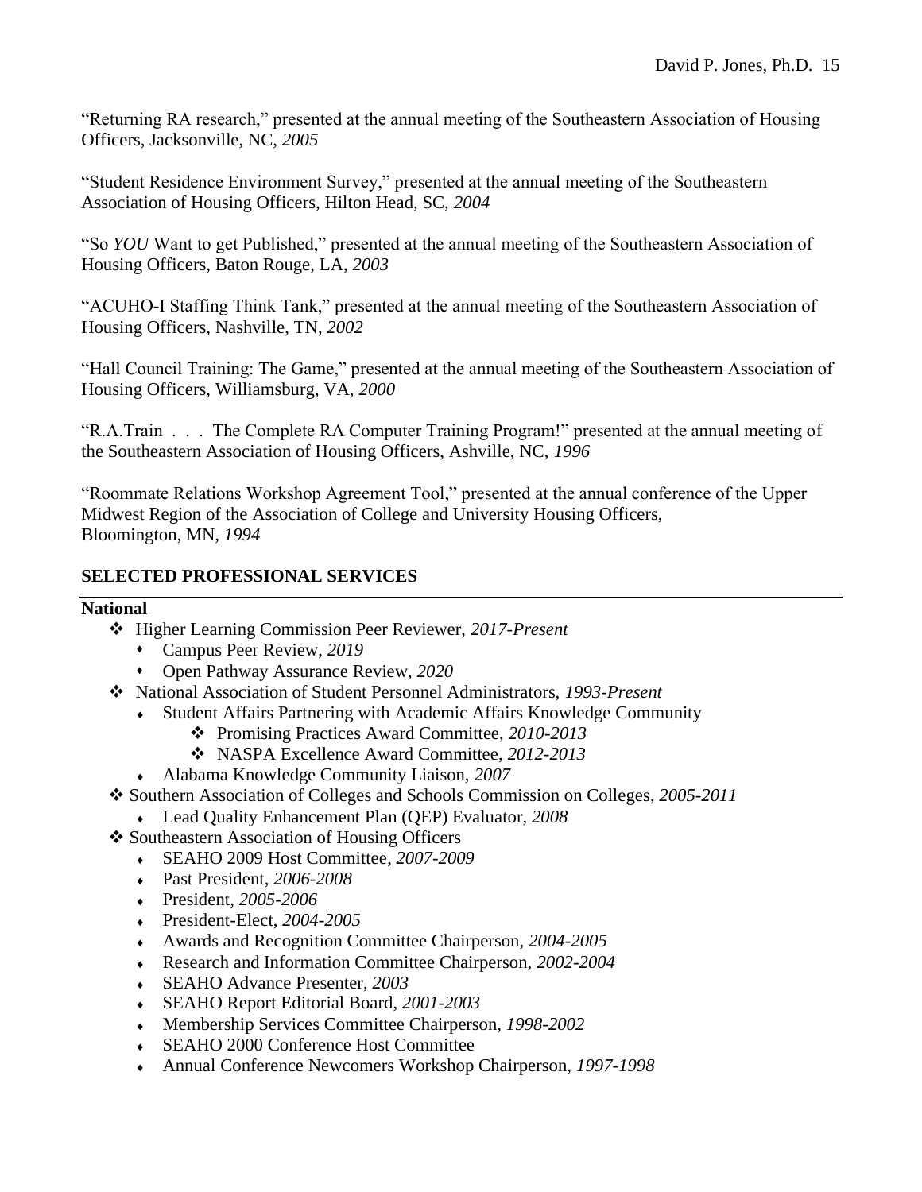"Returning RA research," presented at the annual meeting of the Southeastern Association of Housing Officers, Jacksonville, NC, *2005*

"Student Residence Environment Survey," presented at the annual meeting of the Southeastern Association of Housing Officers, Hilton Head, SC, *2004*

"So *YOU* Want to get Published," presented at the annual meeting of the Southeastern Association of Housing Officers, Baton Rouge, LA, *2003*

"ACUHO-I Staffing Think Tank," presented at the annual meeting of the Southeastern Association of Housing Officers, Nashville, TN, *2002*

"Hall Council Training: The Game," presented at the annual meeting of the Southeastern Association of Housing Officers, Williamsburg, VA, *2000*

"R.A.Train . . . The Complete RA Computer Training Program!" presented at the annual meeting of the Southeastern Association of Housing Officers, Ashville, NC, *1996*

"Roommate Relations Workshop Agreement Tool," presented at the annual conference of the Upper Midwest Region of the Association of College and University Housing Officers, Bloomington, MN, *1994*

## SELECTED PROFESSIONAL SERVICES

### National

- Higher Learning Commission Peer Reviewer, *2017-Present*
  - Campus Peer Review, *2019*
  - Open Pathway Assurance Review, *2020*
- National Association of Student Personnel Administrators, *1993-Present*
  - Student Affairs Partnering with Academic Affairs Knowledge Community
    - Promising Practices Award Committee, *2010-2013*
    - NASPA Excellence Award Committee, *2012-2013*
  - Alabama Knowledge Community Liaison, *2007*
- Southern Association of Colleges and Schools Commission on Colleges, *2005-2011*
  - Lead Quality Enhancement Plan (QEP) Evaluator, *2008*
- Southeastern Association of Housing Officers
  - SEAHO 2009 Host Committee, *2007-2009*
  - Past President, *2006-2008*
  - President, *2005-2006*
  - President-Elect, *2004-2005*
  - Awards and Recognition Committee Chairperson, *2004-2005*
  - Research and Information Committee Chairperson, *2002-2004*
  - SEAHO Advance Presenter, *2003*
  - SEAHO Report Editorial Board, *2001-2003*
  - Membership Services Committee Chairperson, *1998-2002*
  - SEAHO 2000 Conference Host Committee
  - Annual Conference Newcomers Workshop Chairperson, *1997-1998*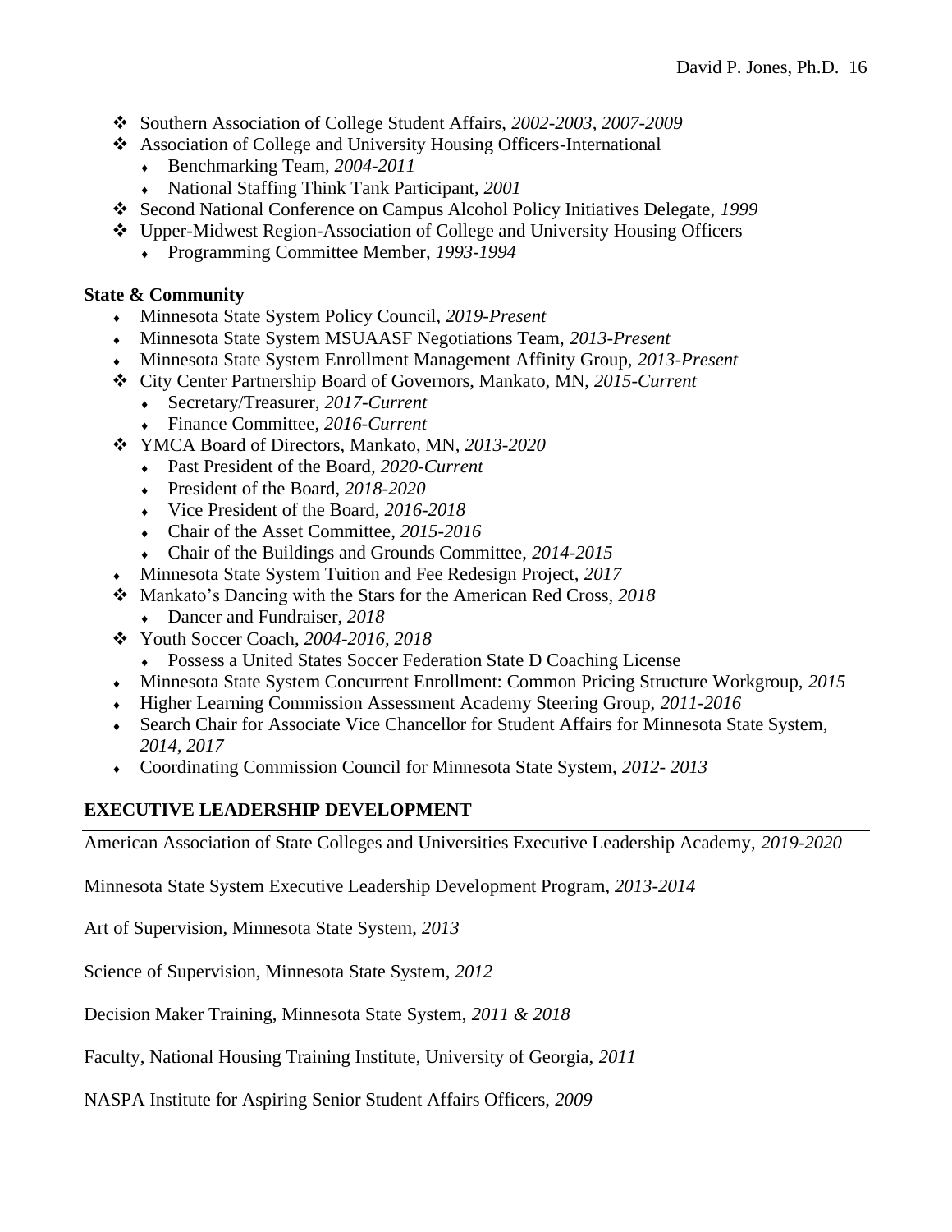- Southern Association of College Student Affairs, *2002-2003, 2007-2009*
- Association of College and University Housing Officers-International
  - Benchmarking Team, *2004-2011*
  - National Staffing Think Tank Participant, *2001*
- Second National Conference on Campus Alcohol Policy Initiatives Delegate, *1999*
- Upper-Midwest Region-Association of College and University Housing Officers
  - Programming Committee Member, *1993-1994*

**State & Community**

- Minnesota State System Policy Council, *2019-Present*
- Minnesota State System MSUAASF Negotiations Team, *2013-Present*
- Minnesota State System Enrollment Management Affinity Group, *2013-Present*
- City Center Partnership Board of Governors, Mankato, MN, *2015-Current*
  - Secretary/Treasurer, *2017-Current*
  - Finance Committee, *2016-Current*
- YMCA Board of Directors, Mankato, MN, *2013-2020*
  - Past President of the Board, *2020-Current*
  - President of the Board, *2018-2020*
  - Vice President of the Board, *2016-2018*
  - Chair of the Asset Committee, *2015-2016*
  - Chair of the Buildings and Grounds Committee, *2014-2015*
- Minnesota State System Tuition and Fee Redesign Project, *2017*
- Mankato's Dancing with the Stars for the American Red Cross, *2018*
  - Dancer and Fundraiser, *2018*
- Youth Soccer Coach, *2004-2016, 2018*
  - Possess a United States Soccer Federation State D Coaching License
- Minnesota State System Concurrent Enrollment: Common Pricing Structure Workgroup, *2015*
- Higher Learning Commission Assessment Academy Steering Group, *2011-2016*
- Search Chair for Associate Vice Chancellor for Student Affairs for Minnesota State System, *2014, 2017*
- Coordinating Commission Council for Minnesota State System, *2012- 2013*

## EXECUTIVE LEADERSHIP DEVELOPMENT

American Association of State Colleges and Universities Executive Leadership Academy, *2019-2020*

Minnesota State System Executive Leadership Development Program, *2013-2014*

Art of Supervision, Minnesota State System, *2013*

Science of Supervision, Minnesota State System, *2012*

Decision Maker Training, Minnesota State System, *2011 & 2018*

Faculty, National Housing Training Institute, University of Georgia, *2011*

NASPA Institute for Aspiring Senior Student Affairs Officers, *2009*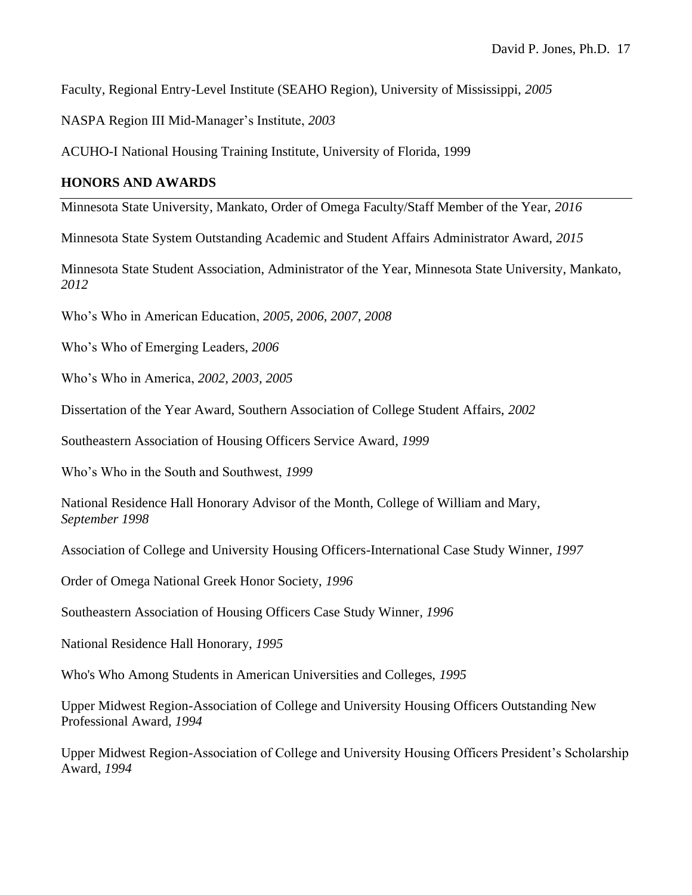Faculty, Regional Entry-Level Institute (SEAHO Region), University of Mississippi, *2005*

NASPA Region III Mid-Manager's Institute, *2003*

ACUHO-I National Housing Training Institute, University of Florida, 1999

## HONORS AND AWARDS

Minnesota State University, Mankato, Order of Omega Faculty/Staff Member of the Year, *2016*

Minnesota State System Outstanding Academic and Student Affairs Administrator Award, *2015*

Minnesota State Student Association, Administrator of the Year, Minnesota State University, Mankato, *2012*

Who's Who in American Education, *2005, 2006, 2007, 2008*

Who's Who of Emerging Leaders, *2006*

Who's Who in America, *2002, 2003, 2005*

Dissertation of the Year Award, Southern Association of College Student Affairs, *2002*

Southeastern Association of Housing Officers Service Award, *1999*

Who's Who in the South and Southwest, *1999*

National Residence Hall Honorary Advisor of the Month, College of William and Mary, *September 1998*

Association of College and University Housing Officers-International Case Study Winner, *1997*

Order of Omega National Greek Honor Society, *1996*

Southeastern Association of Housing Officers Case Study Winner, *1996*

National Residence Hall Honorary, *1995*

Who's Who Among Students in American Universities and Colleges, *1995*

Upper Midwest Region-Association of College and University Housing Officers Outstanding New Professional Award, *1994*

Upper Midwest Region-Association of College and University Housing Officers President's Scholarship Award, *1994*